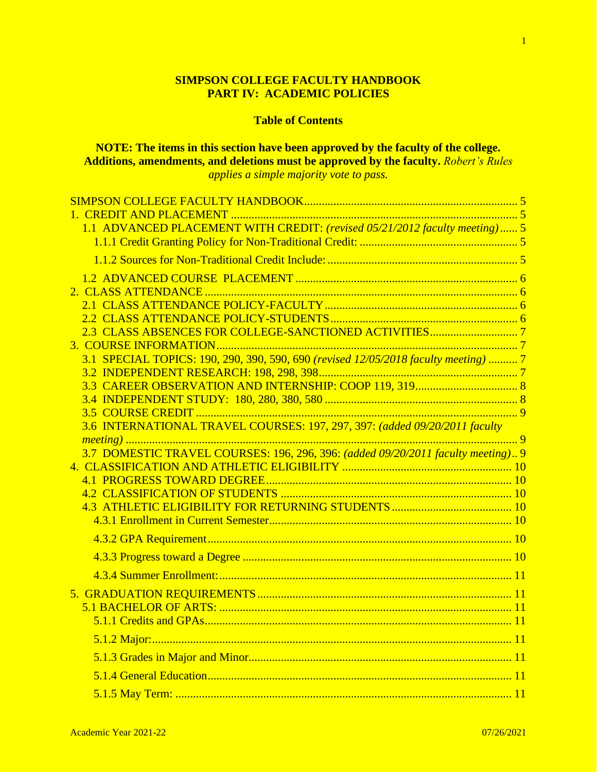**SIMPSON COLLEGE FACULTY HANDBOOK**
**PART IV: ACADEMIC POLICIES**

**Table of Contents**

**NOTE: The items in this section have been approved by the faculty of the college. Additions, amendments, and deletions must be approved by the faculty.** *Robert's Rules applies a simple majority vote to pass.*

SIMPSON COLLEGE FACULTY HANDBOOK ........ 5
1. CREDIT AND PLACEMENT ........ 5
- 1.1 ADVANCED PLACEMENT WITH CREDIT: *(revised 05/21/2012 faculty meeting)* ........ 5
  - 1.1.1 Credit Granting Policy for Non-Traditional Credit: ........ 5
  - 1.1.2 Sources for Non-Traditional Credit Include: ........ 5
- 1.2 ADVANCED COURSE PLACEMENT ........ 6

2. CLASS ATTENDANCE ........ 6
- 2.1 CLASS ATTENDANCE POLICY-FACULTY ........ 6
- 2.2 CLASS ATTENDANCE POLICY-STUDENTS ........ 6
- 2.3 CLASS ABSENCES FOR COLLEGE-SANCTIONED ACTIVITIES ........ 7

3. COURSE INFORMATION ........ 7
- 3.1 SPECIAL TOPICS: 190, 290, 390, 590, 690 *(revised 12/05/2018 faculty meeting)* ........ 7
- 3.2 INDEPENDENT RESEARCH: 198, 298, 398 ........ 7
- 3.3 CAREER OBSERVATION AND INTERNSHIP: COOP 119, 319 ........ 8
- 3.4 INDEPENDENT STUDY: 180, 280, 380, 580 ........ 8
- 3.5 COURSE CREDIT ........ 9
- 3.6 INTERNATIONAL TRAVEL COURSES: 197, 297, 397: *(added 09/20/2011 faculty meeting)* ........ 9
- 3.7 DOMESTIC TRAVEL COURSES: 196, 296, 396: *(added 09/20/2011 faculty meeting)* ........ 9

4. CLASSIFICATION AND ATHLETIC ELIGIBILITY ........ 10
- 4.1 PROGRESS TOWARD DEGREE ........ 10
- 4.2 CLASSIFICATION OF STUDENTS ........ 10
- 4.3 ATHLETIC ELIGIBILITY FOR RETURNING STUDENTS ........ 10
  - 4.3.1 Enrollment in Current Semester ........ 10
  - 4.3.2 GPA Requirement ........ 10
  - 4.3.3 Progress toward a Degree ........ 10
  - 4.3.4 Summer Enrollment: ........ 11

5. GRADUATION REQUIREMENTS ........ 11
- 5.1 BACHELOR OF ARTS: ........ 11
  - 5.1.1 Credits and GPAs ........ 11
  - 5.1.2 Major: ........ 11
  - 5.1.3 Grades in Major and Minor ........ 11
  - 5.1.4 General Education ........ 11
  - 5.1.5 May Term: ........ 11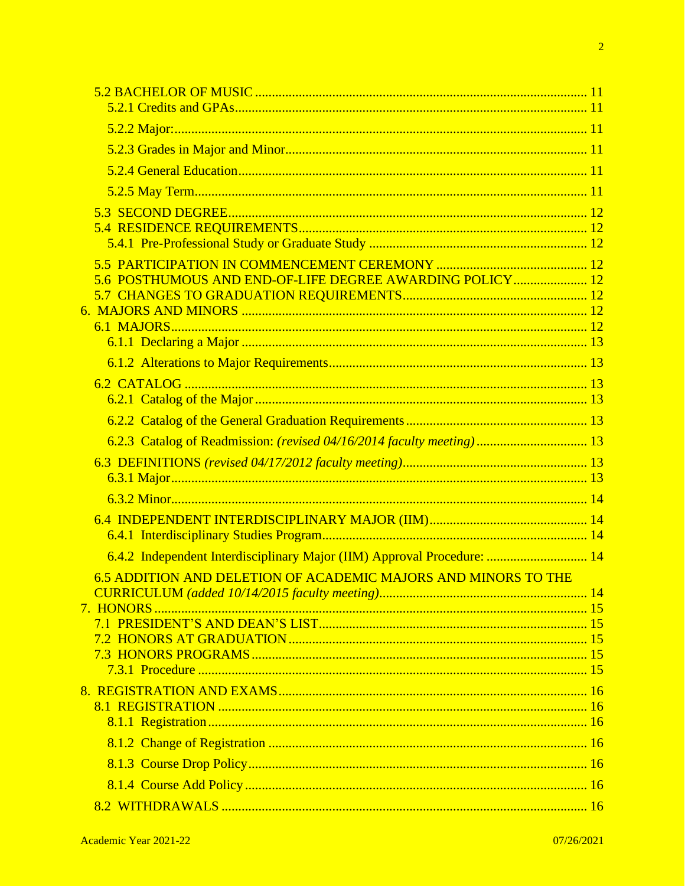5.2 BACHELOR OF MUSIC ........ 11
  5.2.1 Credits and GPAs ........ 11
  5.2.2 Major: ........ 11
  5.2.3 Grades in Major and Minor ........ 11
  5.2.4 General Education ........ 11
  5.2.5 May Term ........ 11
5.3 SECOND DEGREE ........ 12
5.4 RESIDENCE REQUIREMENTS ........ 12
  5.4.1 Pre-Professional Study or Graduate Study ........ 12
5.5 PARTICIPATION IN COMMENCEMENT CEREMONY ........ 12
5.6 POSTHUMOUS AND END-OF-LIFE DEGREE AWARDING POLICY ........ 12
5.7 CHANGES TO GRADUATION REQUIREMENTS ........ 12

6. MAJORS AND MINORS ........ 12
6.1 MAJORS ........ 12
  6.1.1 Declaring a Major ........ 13
  6.1.2 Alterations to Major Requirements ........ 13
6.2 CATALOG ........ 13
  6.2.1 Catalog of the Major ........ 13
  6.2.2 Catalog of the General Graduation Requirements ........ 13
  6.2.3 Catalog of Readmission: *(revised 04/16/2014 faculty meeting)* ........ 13
6.3 DEFINITIONS *(revised 04/17/2012 faculty meeting)* ........ 13
  6.3.1 Major ........ 13
  6.3.2 Minor ........ 14
6.4 INDEPENDENT INTERDISCIPLINARY MAJOR (IIM) ........ 14
  6.4.1 Interdisciplinary Studies Program ........ 14
  6.4.2 Independent Interdisciplinary Major (IIM) Approval Procedure: ........ 14
6.5 ADDITION AND DELETION OF ACADEMIC MAJORS AND MINORS TO THE CURRICULUM *(added 10/14/2015 faculty meeting)* ........ 14

7. HONORS ........ 15
7.1 PRESIDENT'S AND DEAN'S LIST ........ 15
7.2 HONORS AT GRADUATION ........ 15
7.3 HONORS PROGRAMS ........ 15
  7.3.1 Procedure ........ 15

8. REGISTRATION AND EXAMS ........ 16
8.1 REGISTRATION ........ 16
  8.1.1 Registration ........ 16
  8.1.2 Change of Registration ........ 16
  8.1.3 Course Drop Policy ........ 16
  8.1.4 Course Add Policy ........ 16
8.2 WITHDRAWALS ........ 16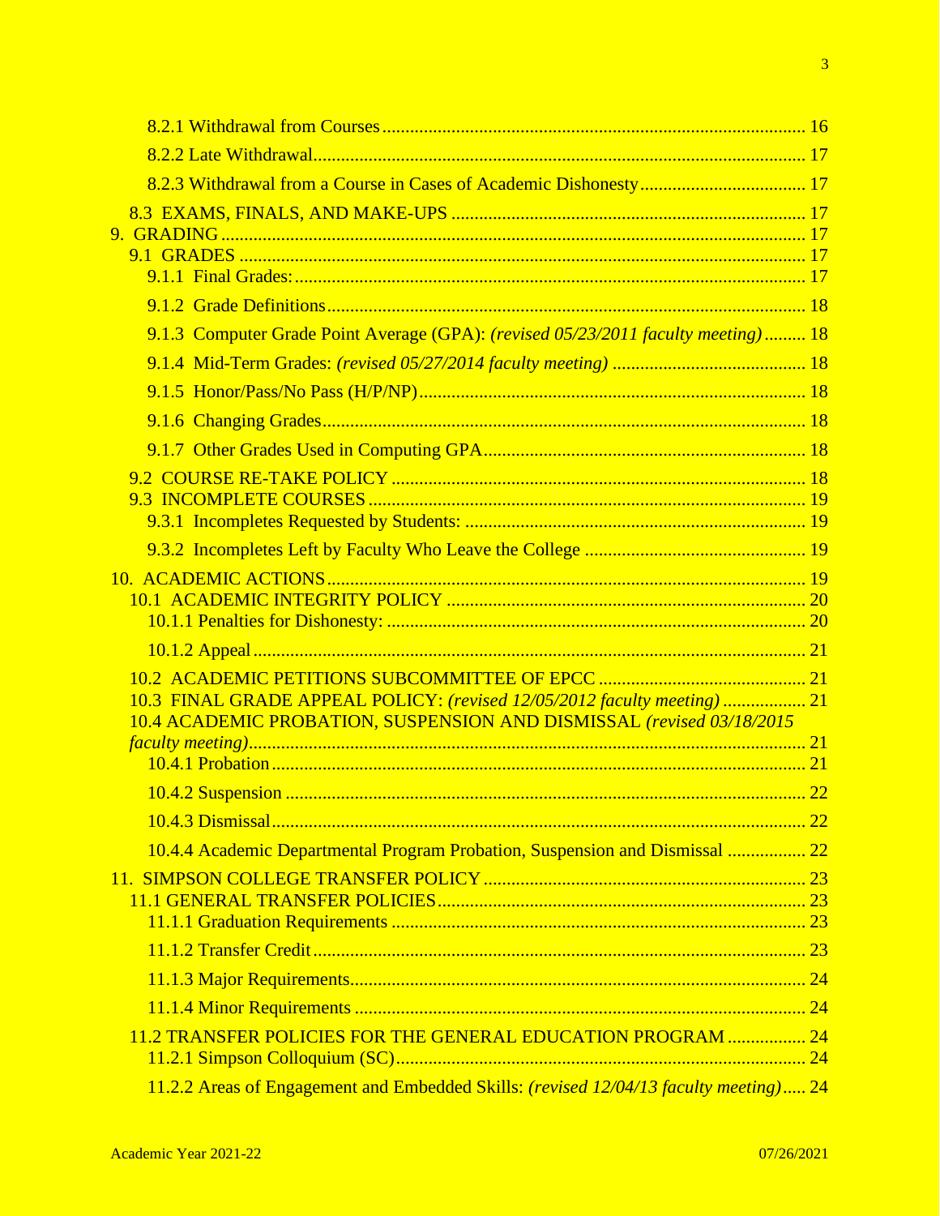8.2.1 Withdrawal from Courses ........ 16

8.2.2 Late Withdrawal ........ 17

8.2.3 Withdrawal from a Course in Cases of Academic Dishonesty ........ 17

8.3 EXAMS, FINALS, AND MAKE-UPS ........ 17

9. GRADING ........ 17

9.1 GRADES ........ 17

9.1.1 Final Grades: ........ 17

9.1.2 Grade Definitions ........ 18

9.1.3 Computer Grade Point Average (GPA): *(revised 05/23/2011 faculty meeting)* ........ 18

9.1.4 Mid-Term Grades: *(revised 05/27/2014 faculty meeting)* ........ 18

9.1.5 Honor/Pass/No Pass (H/P/NP) ........ 18

9.1.6 Changing Grades ........ 18

9.1.7 Other Grades Used in Computing GPA ........ 18

9.2 COURSE RE-TAKE POLICY ........ 18

9.3 INCOMPLETE COURSES ........ 19

9.3.1 Incompletes Requested by Students: ........ 19

9.3.2 Incompletes Left by Faculty Who Leave the College ........ 19

10. ACADEMIC ACTIONS ........ 19

10.1 ACADEMIC INTEGRITY POLICY ........ 20

10.1.1 Penalties for Dishonesty: ........ 20

10.1.2 Appeal ........ 21

10.2 ACADEMIC PETITIONS SUBCOMMITTEE OF EPCC ........ 21

10.3 FINAL GRADE APPEAL POLICY: *(revised 12/05/2012 faculty meeting)* ........ 21

10.4 ACADEMIC PROBATION, SUSPENSION AND DISMISSAL *(revised 03/18/2015 faculty meeting)* ........ 21

10.4.1 Probation ........ 21

10.4.2 Suspension ........ 22

10.4.3 Dismissal ........ 22

10.4.4 Academic Departmental Program Probation, Suspension and Dismissal ........ 22

11. SIMPSON COLLEGE TRANSFER POLICY ........ 23

11.1 GENERAL TRANSFER POLICIES ........ 23

11.1.1 Graduation Requirements ........ 23

11.1.2 Transfer Credit ........ 23

11.1.3 Major Requirements ........ 24

11.1.4 Minor Requirements ........ 24

11.2 TRANSFER POLICIES FOR THE GENERAL EDUCATION PROGRAM ........ 24

11.2.1 Simpson Colloquium (SC) ........ 24

11.2.2 Areas of Engagement and Embedded Skills: *(revised 12/04/13 faculty meeting)* ........ 24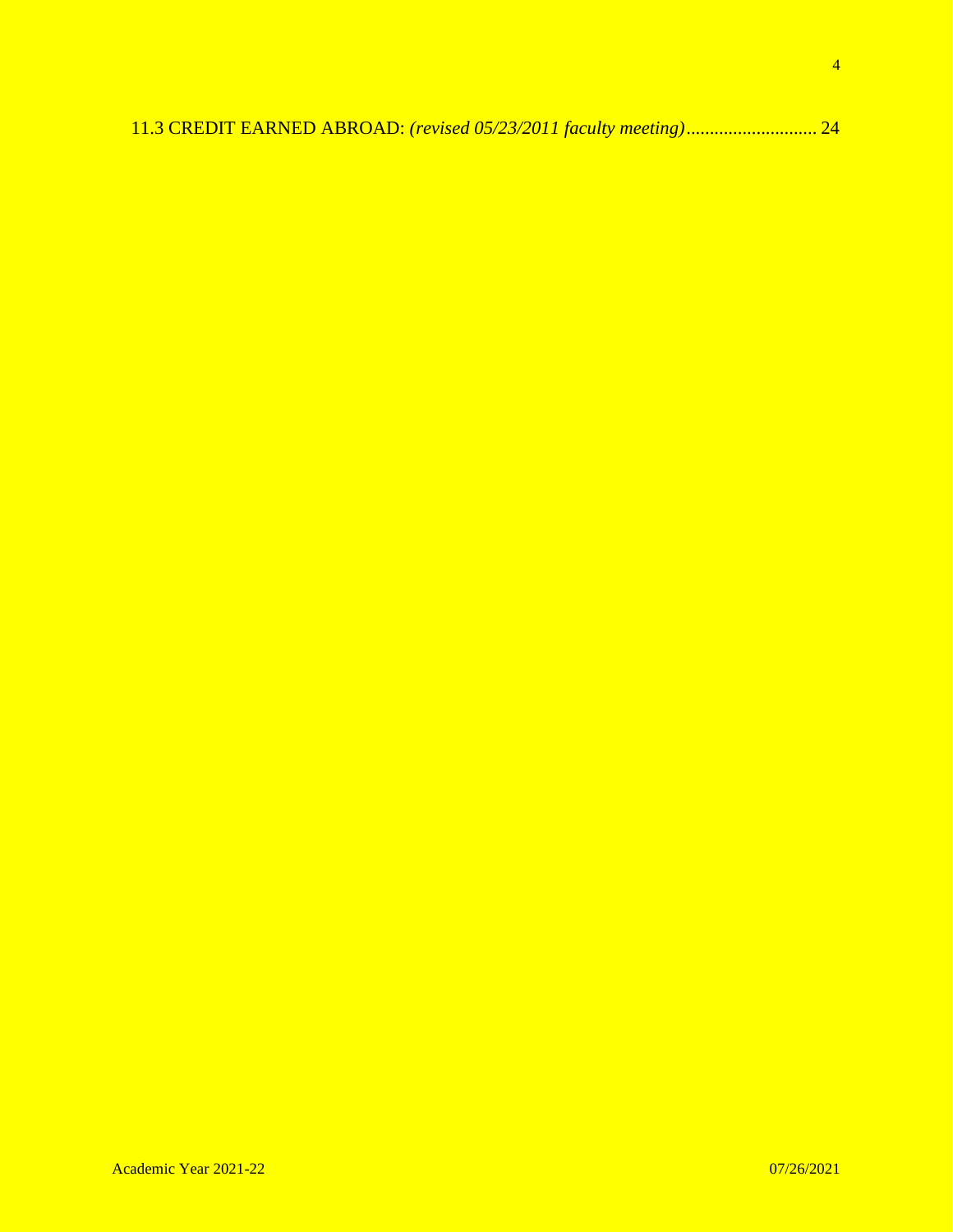11.3 CREDIT EARNED ABROAD: *(revised 05/23/2011 faculty meeting)*............................ 24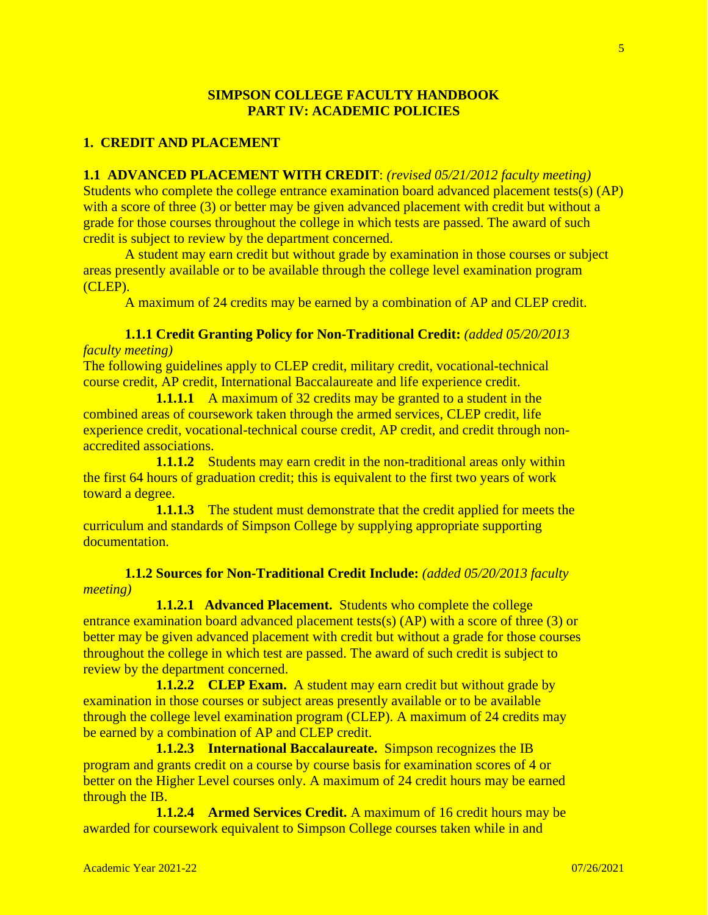**SIMPSON COLLEGE FACULTY HANDBOOK**
**PART IV: ACADEMIC POLICIES**

## 1. CREDIT AND PLACEMENT

**1.1 ADVANCED PLACEMENT WITH CREDIT**: *(revised 05/21/2012 faculty meeting)*
Students who complete the college entrance examination board advanced placement tests(s) (AP) with a score of three (3) or better may be given advanced placement with credit but without a grade for those courses throughout the college in which tests are passed. The award of such credit is subject to review by the department concerned.

A student may earn credit but without grade by examination in those courses or subject areas presently available or to be available through the college level examination program (CLEP).

A maximum of 24 credits may be earned by a combination of AP and CLEP credit.

**1.1.1 Credit Granting Policy for Non-Traditional Credit:** *(added 05/20/2013 faculty meeting)*
The following guidelines apply to CLEP credit, military credit, vocational-technical course credit, AP credit, International Baccalaureate and life experience credit.

**1.1.1.1** A maximum of 32 credits may be granted to a student in the combined areas of coursework taken through the armed services, CLEP credit, life experience credit, vocational-technical course credit, AP credit, and credit through non-accredited associations.

**1.1.1.2** Students may earn credit in the non-traditional areas only within the first 64 hours of graduation credit; this is equivalent to the first two years of work toward a degree.

**1.1.1.3** The student must demonstrate that the credit applied for meets the curriculum and standards of Simpson College by supplying appropriate supporting documentation.

**1.1.2 Sources for Non-Traditional Credit Include:** *(added 05/20/2013 faculty meeting)*

**1.1.2.1 Advanced Placement.** Students who complete the college entrance examination board advanced placement tests(s) (AP) with a score of three (3) or better may be given advanced placement with credit but without a grade for those courses throughout the college in which test are passed. The award of such credit is subject to review by the department concerned.

**1.1.2.2 CLEP Exam.** A student may earn credit but without grade by examination in those courses or subject areas presently available or to be available through the college level examination program (CLEP). A maximum of 24 credits may be earned by a combination of AP and CLEP credit.

**1.1.2.3 International Baccalaureate.** Simpson recognizes the IB program and grants credit on a course by course basis for examination scores of 4 or better on the Higher Level courses only. A maximum of 24 credit hours may be earned through the IB.

**1.1.2.4 Armed Services Credit.** A maximum of 16 credit hours may be awarded for coursework equivalent to Simpson College courses taken while in and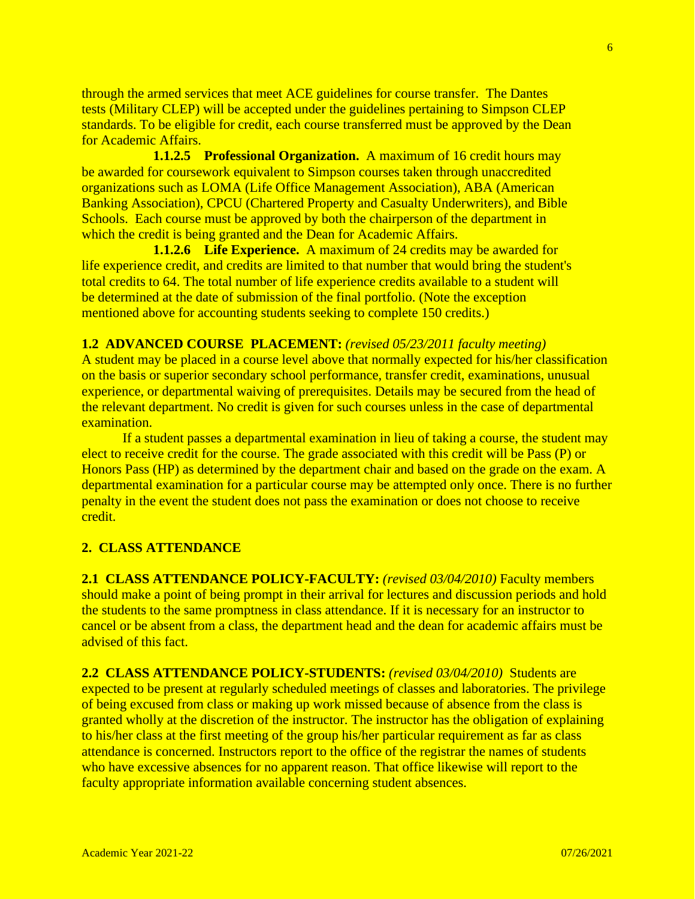through the armed services that meet ACE guidelines for course transfer. The Dantes tests (Military CLEP) will be accepted under the guidelines pertaining to Simpson CLEP standards. To be eligible for credit, each course transferred must be approved by the Dean for Academic Affairs.

**1.1.2.5 Professional Organization.** A maximum of 16 credit hours may be awarded for coursework equivalent to Simpson courses taken through unaccredited organizations such as LOMA (Life Office Management Association), ABA (American Banking Association), CPCU (Chartered Property and Casualty Underwriters), and Bible Schools. Each course must be approved by both the chairperson of the department in which the credit is being granted and the Dean for Academic Affairs.

**1.1.2.6 Life Experience.** A maximum of 24 credits may be awarded for life experience credit, and credits are limited to that number that would bring the student's total credits to 64. The total number of life experience credits available to a student will be determined at the date of submission of the final portfolio. (Note the exception mentioned above for accounting students seeking to complete 150 credits.)

**1.2 ADVANCED COURSE PLACEMENT:** *(revised 05/23/2011 faculty meeting)*
A student may be placed in a course level above that normally expected for his/her classification on the basis or superior secondary school performance, transfer credit, examinations, unusual experience, or departmental waiving of prerequisites. Details may be secured from the head of the relevant department. No credit is given for such courses unless in the case of departmental examination.

If a student passes a departmental examination in lieu of taking a course, the student may elect to receive credit for the course. The grade associated with this credit will be Pass (P) or Honors Pass (HP) as determined by the department chair and based on the grade on the exam. A departmental examination for a particular course may be attempted only once. There is no further penalty in the event the student does not pass the examination or does not choose to receive credit.

## 2. CLASS ATTENDANCE

**2.1 CLASS ATTENDANCE POLICY-FACULTY:** *(revised 03/04/2010)* Faculty members should make a point of being prompt in their arrival for lectures and discussion periods and hold the students to the same promptness in class attendance. If it is necessary for an instructor to cancel or be absent from a class, the department head and the dean for academic affairs must be advised of this fact.

**2.2 CLASS ATTENDANCE POLICY-STUDENTS:** *(revised 03/04/2010)* Students are expected to be present at regularly scheduled meetings of classes and laboratories. The privilege of being excused from class or making up work missed because of absence from the class is granted wholly at the discretion of the instructor. The instructor has the obligation of explaining to his/her class at the first meeting of the group his/her particular requirement as far as class attendance is concerned. Instructors report to the office of the registrar the names of students who have excessive absences for no apparent reason. That office likewise will report to the faculty appropriate information available concerning student absences.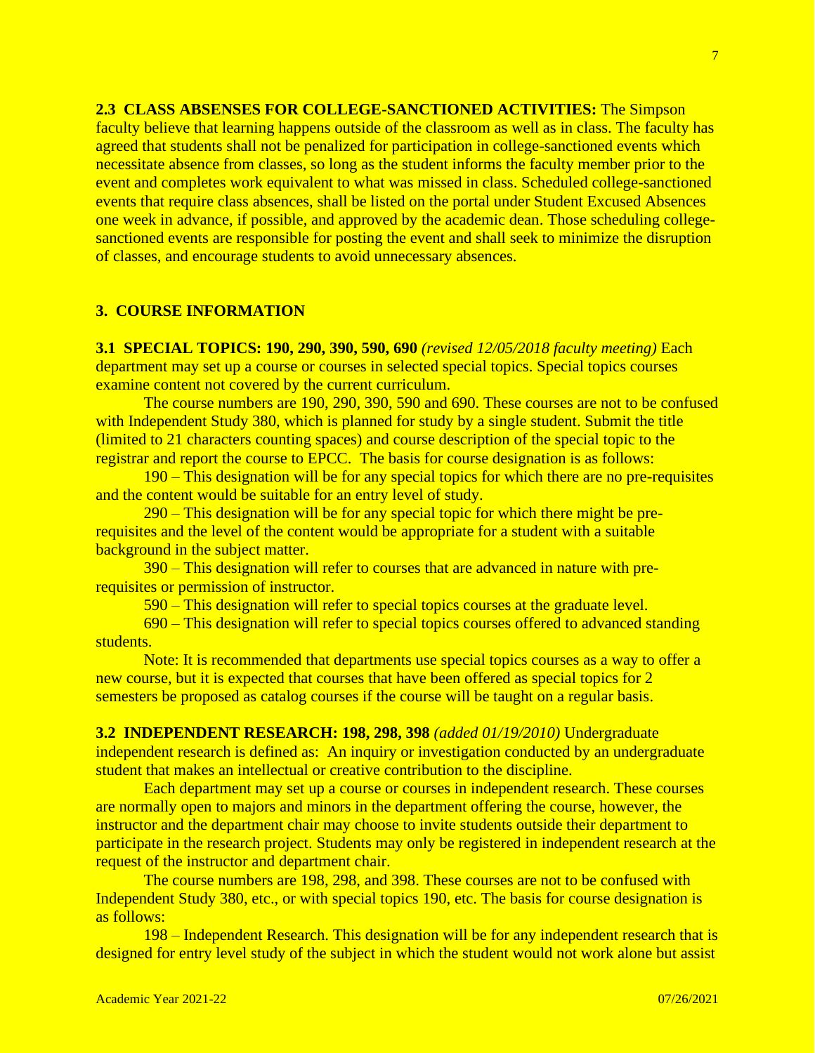**2.3 CLASS ABSENSES FOR COLLEGE-SANCTIONED ACTIVITIES:** The Simpson faculty believe that learning happens outside of the classroom as well as in class. The faculty has agreed that students shall not be penalized for participation in college-sanctioned events which necessitate absence from classes, so long as the student informs the faculty member prior to the event and completes work equivalent to what was missed in class. Scheduled college-sanctioned events that require class absences, shall be listed on the portal under Student Excused Absences one week in advance, if possible, and approved by the academic dean. Those scheduling college-sanctioned events are responsible for posting the event and shall seek to minimize the disruption of classes, and encourage students to avoid unnecessary absences.

## 3. COURSE INFORMATION

**3.1 SPECIAL TOPICS: 190, 290, 390, 590, 690** *(revised 12/05/2018 faculty meeting)* Each department may set up a course or courses in selected special topics. Special topics courses examine content not covered by the current curriculum.

The course numbers are 190, 290, 390, 590 and 690. These courses are not to be confused with Independent Study 380, which is planned for study by a single student. Submit the title (limited to 21 characters counting spaces) and course description of the special topic to the registrar and report the course to EPCC. The basis for course designation is as follows:

190 – This designation will be for any special topics for which there are no pre-requisites and the content would be suitable for an entry level of study.

290 – This designation will be for any special topic for which there might be pre-requisites and the level of the content would be appropriate for a student with a suitable background in the subject matter.

390 – This designation will refer to courses that are advanced in nature with pre-requisites or permission of instructor.

590 – This designation will refer to special topics courses at the graduate level.

690 – This designation will refer to special topics courses offered to advanced standing students.

Note: It is recommended that departments use special topics courses as a way to offer a new course, but it is expected that courses that have been offered as special topics for 2 semesters be proposed as catalog courses if the course will be taught on a regular basis.

**3.2 INDEPENDENT RESEARCH: 198, 298, 398** *(added 01/19/2010)* Undergraduate independent research is defined as: An inquiry or investigation conducted by an undergraduate student that makes an intellectual or creative contribution to the discipline.

Each department may set up a course or courses in independent research. These courses are normally open to majors and minors in the department offering the course, however, the instructor and the department chair may choose to invite students outside their department to participate in the research project. Students may only be registered in independent research at the request of the instructor and department chair.

The course numbers are 198, 298, and 398. These courses are not to be confused with Independent Study 380, etc., or with special topics 190, etc. The basis for course designation is as follows:

198 – Independent Research. This designation will be for any independent research that is designed for entry level study of the subject in which the student would not work alone but assist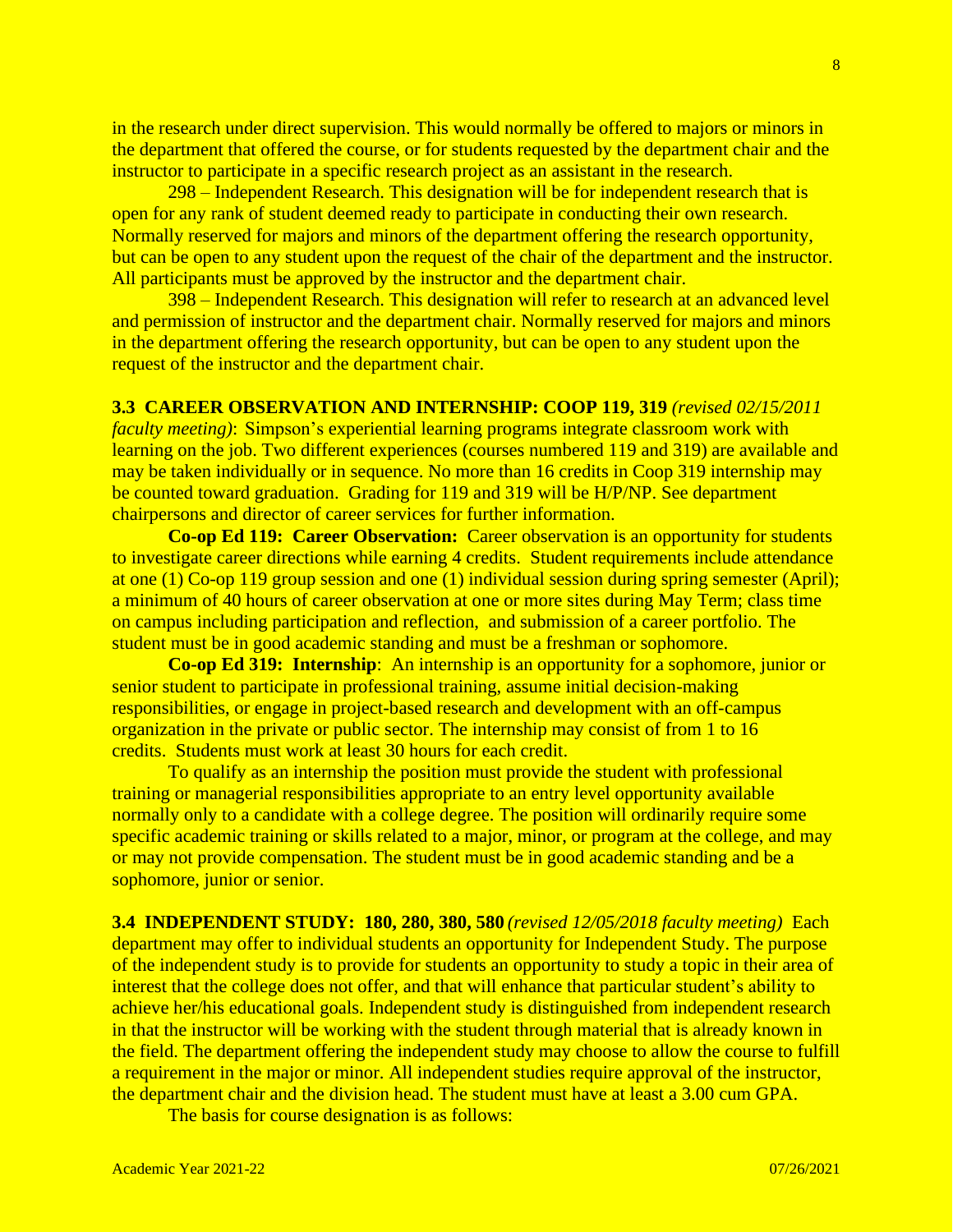in the research under direct supervision. This would normally be offered to majors or minors in the department that offered the course, or for students requested by the department chair and the instructor to participate in a specific research project as an assistant in the research.

298 – Independent Research. This designation will be for independent research that is open for any rank of student deemed ready to participate in conducting their own research. Normally reserved for majors and minors of the department offering the research opportunity, but can be open to any student upon the request of the chair of the department and the instructor. All participants must be approved by the instructor and the department chair.

398 – Independent Research. This designation will refer to research at an advanced level and permission of instructor and the department chair. Normally reserved for majors and minors in the department offering the research opportunity, but can be open to any student upon the request of the instructor and the department chair.

**3.3 CAREER OBSERVATION AND INTERNSHIP: COOP 119, 319** *(revised 02/15/2011 faculty meeting)*: Simpson's experiential learning programs integrate classroom work with learning on the job. Two different experiences (courses numbered 119 and 319) are available and may be taken individually or in sequence. No more than 16 credits in Coop 319 internship may be counted toward graduation. Grading for 119 and 319 will be H/P/NP. See department chairpersons and director of career services for further information.

**Co-op Ed 119: Career Observation:** Career observation is an opportunity for students to investigate career directions while earning 4 credits. Student requirements include attendance at one (1) Co-op 119 group session and one (1) individual session during spring semester (April); a minimum of 40 hours of career observation at one or more sites during May Term; class time on campus including participation and reflection, and submission of a career portfolio. The student must be in good academic standing and must be a freshman or sophomore.

**Co-op Ed 319: Internship**: An internship is an opportunity for a sophomore, junior or senior student to participate in professional training, assume initial decision-making responsibilities, or engage in project-based research and development with an off-campus organization in the private or public sector. The internship may consist of from 1 to 16 credits. Students must work at least 30 hours for each credit.

To qualify as an internship the position must provide the student with professional training or managerial responsibilities appropriate to an entry level opportunity available normally only to a candidate with a college degree. The position will ordinarily require some specific academic training or skills related to a major, minor, or program at the college, and may or may not provide compensation. The student must be in good academic standing and be a sophomore, junior or senior.

**3.4 INDEPENDENT STUDY: 180, 280, 380, 580** *(revised 12/05/2018 faculty meeting)* Each department may offer to individual students an opportunity for Independent Study. The purpose of the independent study is to provide for students an opportunity to study a topic in their area of interest that the college does not offer, and that will enhance that particular student's ability to achieve her/his educational goals. Independent study is distinguished from independent research in that the instructor will be working with the student through material that is already known in the field. The department offering the independent study may choose to allow the course to fulfill a requirement in the major or minor. All independent studies require approval of the instructor, the department chair and the division head. The student must have at least a 3.00 cum GPA.

The basis for course designation is as follows: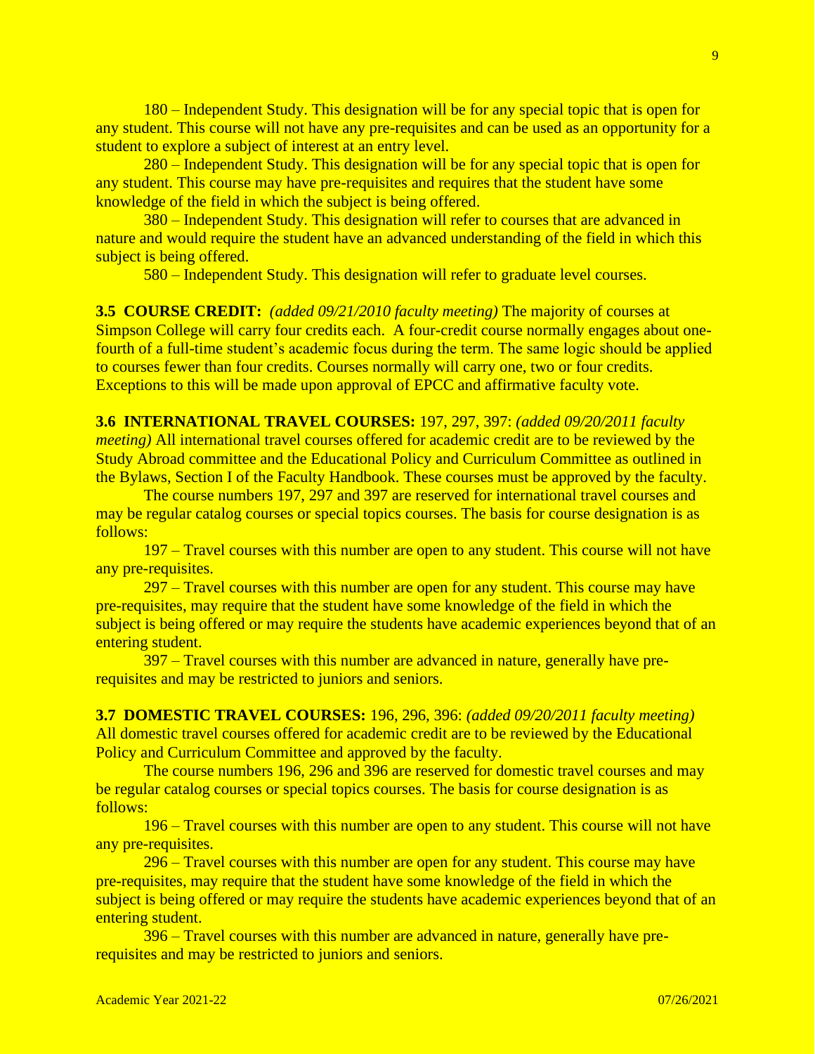180 – Independent Study. This designation will be for any special topic that is open for any student. This course will not have any pre-requisites and can be used as an opportunity for a student to explore a subject of interest at an entry level.

280 – Independent Study. This designation will be for any special topic that is open for any student. This course may have pre-requisites and requires that the student have some knowledge of the field in which the subject is being offered.

380 – Independent Study. This designation will refer to courses that are advanced in nature and would require the student have an advanced understanding of the field in which this subject is being offered.

580 – Independent Study. This designation will refer to graduate level courses.

**3.5 COURSE CREDIT:** *(added 09/21/2010 faculty meeting)* The majority of courses at Simpson College will carry four credits each. A four-credit course normally engages about one-fourth of a full-time student's academic focus during the term. The same logic should be applied to courses fewer than four credits. Courses normally will carry one, two or four credits. Exceptions to this will be made upon approval of EPCC and affirmative faculty vote.

**3.6 INTERNATIONAL TRAVEL COURSES:** 197, 297, 397: *(added 09/20/2011 faculty meeting)* All international travel courses offered for academic credit are to be reviewed by the Study Abroad committee and the Educational Policy and Curriculum Committee as outlined in the Bylaws, Section I of the Faculty Handbook. These courses must be approved by the faculty.

The course numbers 197, 297 and 397 are reserved for international travel courses and may be regular catalog courses or special topics courses. The basis for course designation is as follows:

197 – Travel courses with this number are open to any student. This course will not have any pre-requisites.

297 – Travel courses with this number are open for any student. This course may have pre-requisites, may require that the student have some knowledge of the field in which the subject is being offered or may require the students have academic experiences beyond that of an entering student.

397 – Travel courses with this number are advanced in nature, generally have pre-requisites and may be restricted to juniors and seniors.

**3.7 DOMESTIC TRAVEL COURSES:** 196, 296, 396: *(added 09/20/2011 faculty meeting)* All domestic travel courses offered for academic credit are to be reviewed by the Educational Policy and Curriculum Committee and approved by the faculty.

The course numbers 196, 296 and 396 are reserved for domestic travel courses and may be regular catalog courses or special topics courses. The basis for course designation is as follows:

196 – Travel courses with this number are open to any student. This course will not have any pre-requisites.

296 – Travel courses with this number are open for any student. This course may have pre-requisites, may require that the student have some knowledge of the field in which the subject is being offered or may require the students have academic experiences beyond that of an entering student.

396 – Travel courses with this number are advanced in nature, generally have pre-requisites and may be restricted to juniors and seniors.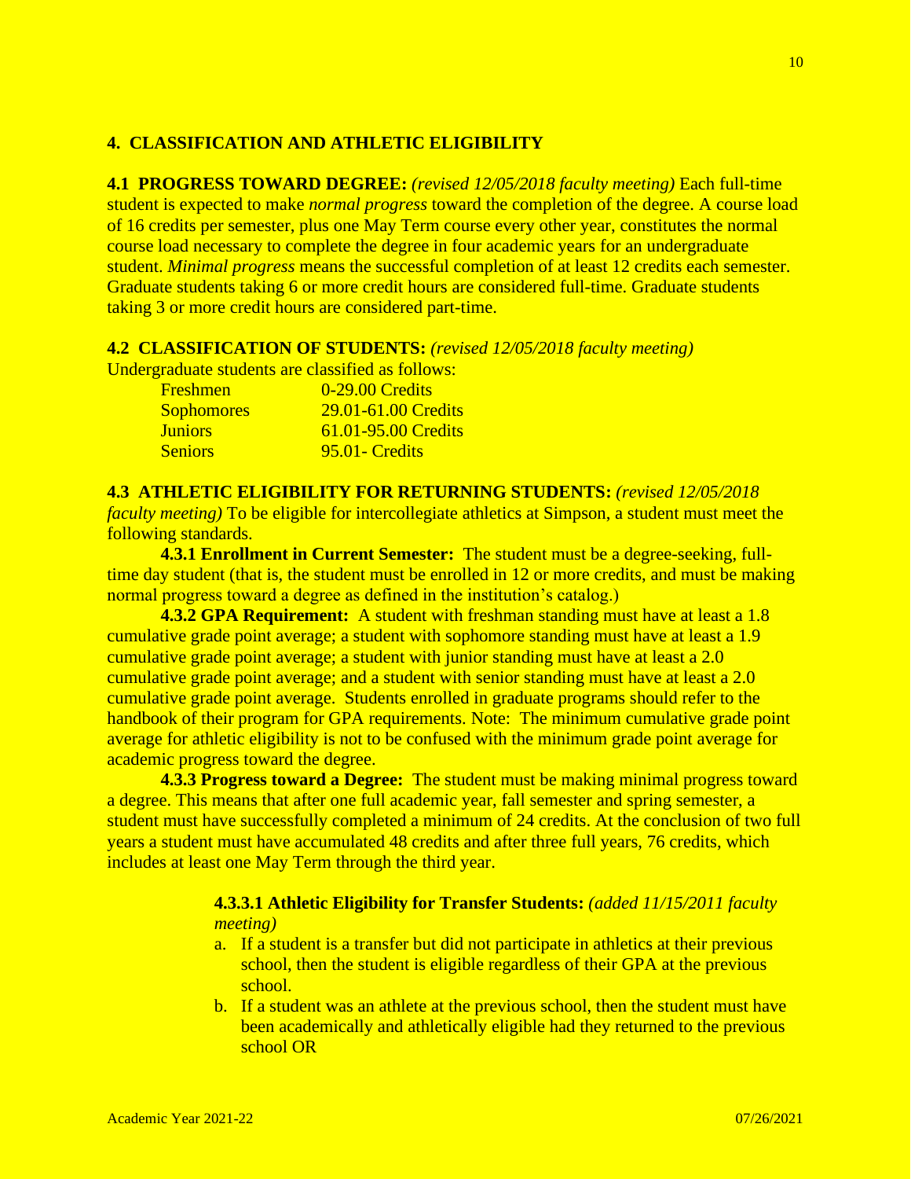## 4. CLASSIFICATION AND ATHLETIC ELIGIBILITY

**4.1 PROGRESS TOWARD DEGREE:** *(revised 12/05/2018 faculty meeting)* Each full-time student is expected to make *normal progress* toward the completion of the degree. A course load of 16 credits per semester, plus one May Term course every other year, constitutes the normal course load necessary to complete the degree in four academic years for an undergraduate student. *Minimal progress* means the successful completion of at least 12 credits each semester. Graduate students taking 6 or more credit hours are considered full-time. Graduate students taking 3 or more credit hours are considered part-time.

**4.2 CLASSIFICATION OF STUDENTS:** *(revised 12/05/2018 faculty meeting)*
Undergraduate students are classified as follows:

| | |
|---|---|
| Freshmen | 0-29.00 Credits |
| Sophomores | 29.01-61.00 Credits |
| Juniors | 61.01-95.00 Credits |
| Seniors | 95.01- Credits |

**4.3 ATHLETIC ELIGIBILITY FOR RETURNING STUDENTS:** *(revised 12/05/2018 faculty meeting)* To be eligible for intercollegiate athletics at Simpson, a student must meet the following standards.

**4.3.1 Enrollment in Current Semester:** The student must be a degree-seeking, full-time day student (that is, the student must be enrolled in 12 or more credits, and must be making normal progress toward a degree as defined in the institution's catalog.)

**4.3.2 GPA Requirement:** A student with freshman standing must have at least a 1.8 cumulative grade point average; a student with sophomore standing must have at least a 1.9 cumulative grade point average; a student with junior standing must have at least a 2.0 cumulative grade point average; and a student with senior standing must have at least a 2.0 cumulative grade point average. Students enrolled in graduate programs should refer to the handbook of their program for GPA requirements. Note: The minimum cumulative grade point average for athletic eligibility is not to be confused with the minimum grade point average for academic progress toward the degree.

**4.3.3 Progress toward a Degree:** The student must be making minimal progress toward a degree. This means that after one full academic year, fall semester and spring semester, a student must have successfully completed a minimum of 24 credits. At the conclusion of two full years a student must have accumulated 48 credits and after three full years, 76 credits, which includes at least one May Term through the third year.

**4.3.3.1 Athletic Eligibility for Transfer Students:** *(added 11/15/2011 faculty meeting)*

a. If a student is a transfer but did not participate in athletics at their previous school, then the student is eligible regardless of their GPA at the previous school.
b. If a student was an athlete at the previous school, then the student must have been academically and athletically eligible had they returned to the previous school OR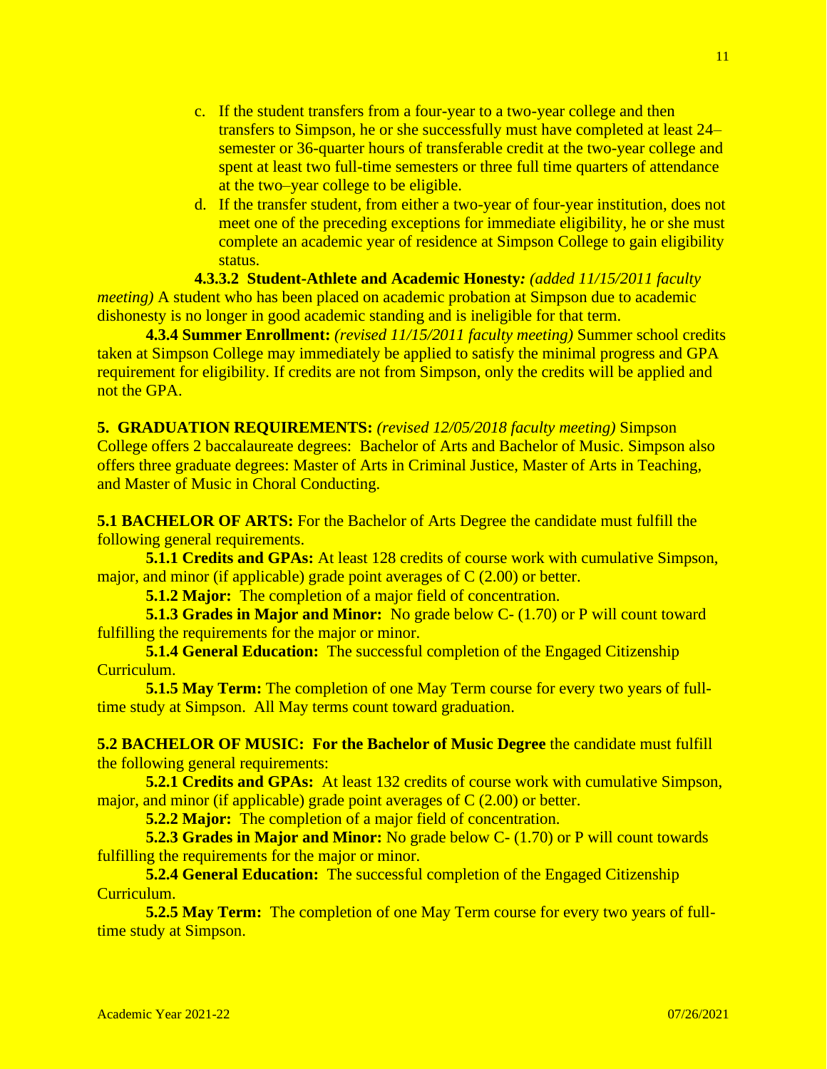c. If the student transfers from a four-year to a two-year college and then transfers to Simpson, he or she successfully must have completed at least 24–semester or 36-quarter hours of transferable credit at the two-year college and spent at least two full-time semesters or three full time quarters of attendance at the two–year college to be eligible.

d. If the transfer student, from either a two-year of four-year institution, does not meet one of the preceding exceptions for immediate eligibility, he or she must complete an academic year of residence at Simpson College to gain eligibility status.

**4.3.3.2 Student-Athlete and Academic Honesty***: (added 11/15/2011 faculty meeting)* A student who has been placed on academic probation at Simpson due to academic dishonesty is no longer in good academic standing and is ineligible for that term.

**4.3.4 Summer Enrollment:** *(revised 11/15/2011 faculty meeting)* Summer school credits taken at Simpson College may immediately be applied to satisfy the minimal progress and GPA requirement for eligibility. If credits are not from Simpson, only the credits will be applied and not the GPA.

**5. GRADUATION REQUIREMENTS:** *(revised 12/05/2018 faculty meeting)* Simpson College offers 2 baccalaureate degrees: Bachelor of Arts and Bachelor of Music. Simpson also offers three graduate degrees: Master of Arts in Criminal Justice, Master of Arts in Teaching, and Master of Music in Choral Conducting.

**5.1 BACHELOR OF ARTS:** For the Bachelor of Arts Degree the candidate must fulfill the following general requirements.

**5.1.1 Credits and GPAs:** At least 128 credits of course work with cumulative Simpson, major, and minor (if applicable) grade point averages of C (2.00) or better.

**5.1.2 Major:** The completion of a major field of concentration.

**5.1.3 Grades in Major and Minor:** No grade below C- (1.70) or P will count toward fulfilling the requirements for the major or minor.

**5.1.4 General Education:** The successful completion of the Engaged Citizenship Curriculum.

**5.1.5 May Term:** The completion of one May Term course for every two years of full-time study at Simpson. All May terms count toward graduation.

**5.2 BACHELOR OF MUSIC: For the Bachelor of Music Degree** the candidate must fulfill the following general requirements:

**5.2.1 Credits and GPAs:** At least 132 credits of course work with cumulative Simpson, major, and minor (if applicable) grade point averages of C (2.00) or better.

**5.2.2 Major:** The completion of a major field of concentration.

**5.2.3 Grades in Major and Minor:** No grade below C- (1.70) or P will count towards fulfilling the requirements for the major or minor.

**5.2.4 General Education:** The successful completion of the Engaged Citizenship Curriculum.

**5.2.5 May Term:** The completion of one May Term course for every two years of full-time study at Simpson.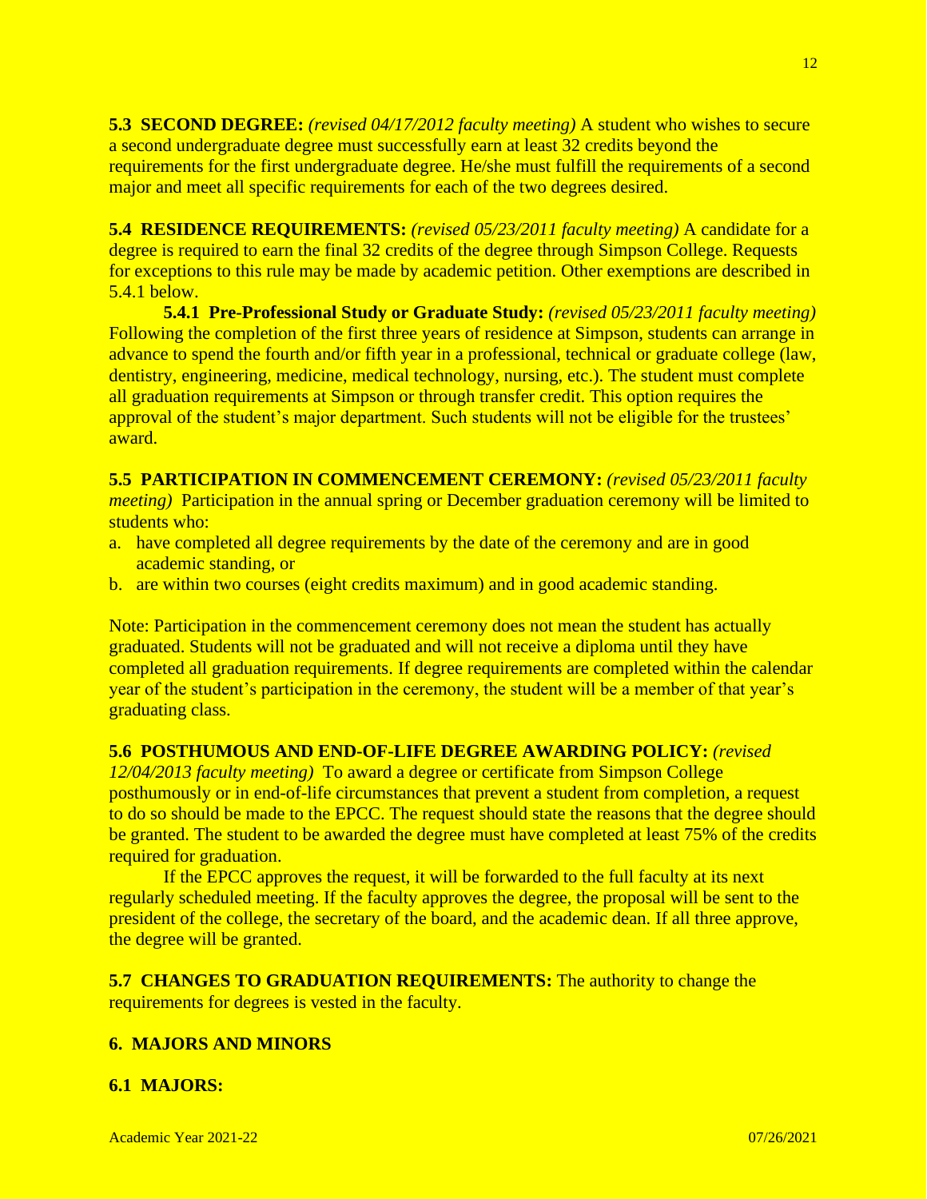**5.3 SECOND DEGREE:** *(revised 04/17/2012 faculty meeting)* A student who wishes to secure a second undergraduate degree must successfully earn at least 32 credits beyond the requirements for the first undergraduate degree. He/she must fulfill the requirements of a second major and meet all specific requirements for each of the two degrees desired.

**5.4 RESIDENCE REQUIREMENTS:** *(revised 05/23/2011 faculty meeting)* A candidate for a degree is required to earn the final 32 credits of the degree through Simpson College. Requests for exceptions to this rule may be made by academic petition. Other exemptions are described in 5.4.1 below.

**5.4.1 Pre-Professional Study or Graduate Study:** *(revised 05/23/2011 faculty meeting)* Following the completion of the first three years of residence at Simpson, students can arrange in advance to spend the fourth and/or fifth year in a professional, technical or graduate college (law, dentistry, engineering, medicine, medical technology, nursing, etc.). The student must complete all graduation requirements at Simpson or through transfer credit. This option requires the approval of the student's major department. Such students will not be eligible for the trustees' award.

**5.5 PARTICIPATION IN COMMENCEMENT CEREMONY:** *(revised 05/23/2011 faculty meeting)* Participation in the annual spring or December graduation ceremony will be limited to students who:

a. have completed all degree requirements by the date of the ceremony and are in good academic standing, or
b. are within two courses (eight credits maximum) and in good academic standing.

Note: Participation in the commencement ceremony does not mean the student has actually graduated. Students will not be graduated and will not receive a diploma until they have completed all graduation requirements. If degree requirements are completed within the calendar year of the student's participation in the ceremony, the student will be a member of that year's graduating class.

**5.6 POSTHUMOUS AND END-OF-LIFE DEGREE AWARDING POLICY:** *(revised 12/04/2013 faculty meeting)* To award a degree or certificate from Simpson College posthumously or in end-of-life circumstances that prevent a student from completion, a request to do so should be made to the EPCC. The request should state the reasons that the degree should be granted. The student to be awarded the degree must have completed at least 75% of the credits required for graduation.

If the EPCC approves the request, it will be forwarded to the full faculty at its next regularly scheduled meeting. If the faculty approves the degree, the proposal will be sent to the president of the college, the secretary of the board, and the academic dean. If all three approve, the degree will be granted.

**5.7 CHANGES TO GRADUATION REQUIREMENTS:** The authority to change the requirements for degrees is vested in the faculty.

## 6. MAJORS AND MINORS

### 6.1 MAJORS: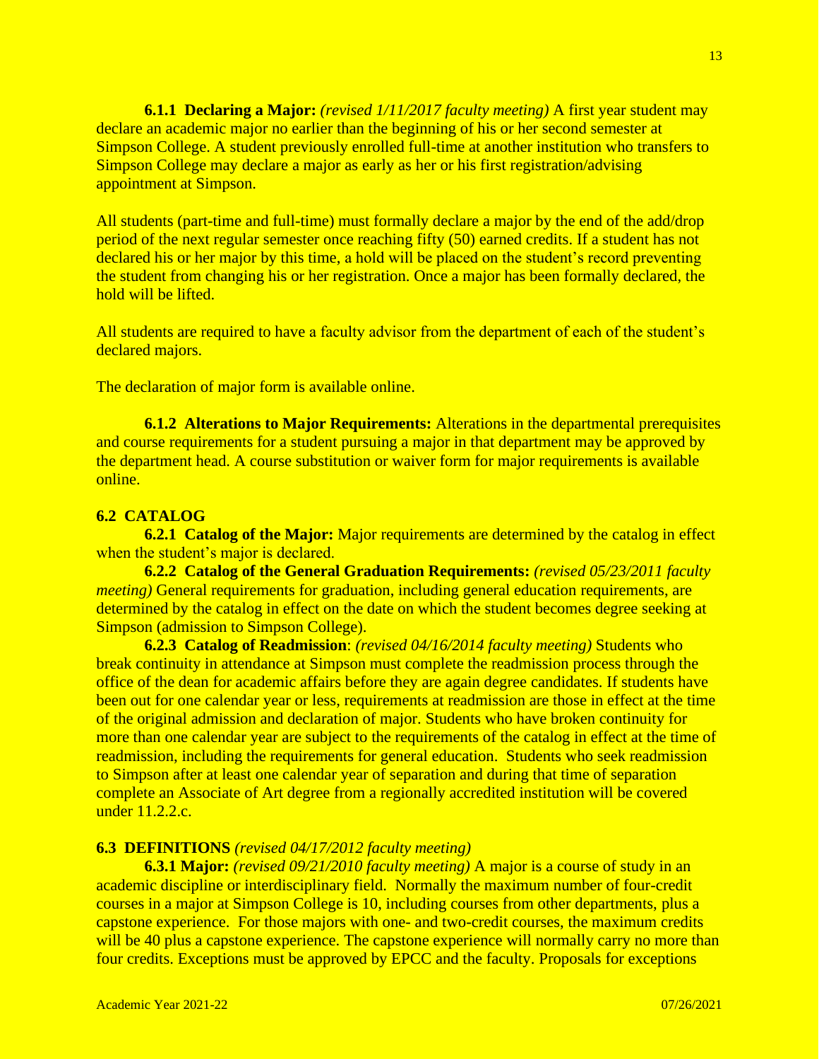**6.1.1 Declaring a Major:** *(revised 1/11/2017 faculty meeting)* A first year student may declare an academic major no earlier than the beginning of his or her second semester at Simpson College. A student previously enrolled full-time at another institution who transfers to Simpson College may declare a major as early as her or his first registration/advising appointment at Simpson.

All students (part-time and full-time) must formally declare a major by the end of the add/drop period of the next regular semester once reaching fifty (50) earned credits. If a student has not declared his or her major by this time, a hold will be placed on the student's record preventing the student from changing his or her registration. Once a major has been formally declared, the hold will be lifted.

All students are required to have a faculty advisor from the department of each of the student's declared majors.

The declaration of major form is available online.

**6.1.2 Alterations to Major Requirements:** Alterations in the departmental prerequisites and course requirements for a student pursuing a major in that department may be approved by the department head. A course substitution or waiver form for major requirements is available online.

## 6.2 CATALOG

**6.2.1 Catalog of the Major:** Major requirements are determined by the catalog in effect when the student's major is declared.

**6.2.2 Catalog of the General Graduation Requirements:** *(revised 05/23/2011 faculty meeting)* General requirements for graduation, including general education requirements, are determined by the catalog in effect on the date on which the student becomes degree seeking at Simpson (admission to Simpson College).

**6.2.3 Catalog of Readmission**: *(revised 04/16/2014 faculty meeting)* Students who break continuity in attendance at Simpson must complete the readmission process through the office of the dean for academic affairs before they are again degree candidates. If students have been out for one calendar year or less, requirements at readmission are those in effect at the time of the original admission and declaration of major. Students who have broken continuity for more than one calendar year are subject to the requirements of the catalog in effect at the time of readmission, including the requirements for general education. Students who seek readmission to Simpson after at least one calendar year of separation and during that time of separation complete an Associate of Art degree from a regionally accredited institution will be covered under 11.2.2.c.

## 6.3 DEFINITIONS *(revised 04/17/2012 faculty meeting)*

**6.3.1 Major:** *(revised 09/21/2010 faculty meeting)* A major is a course of study in an academic discipline or interdisciplinary field. Normally the maximum number of four-credit courses in a major at Simpson College is 10, including courses from other departments, plus a capstone experience. For those majors with one- and two-credit courses, the maximum credits will be 40 plus a capstone experience. The capstone experience will normally carry no more than four credits. Exceptions must be approved by EPCC and the faculty. Proposals for exceptions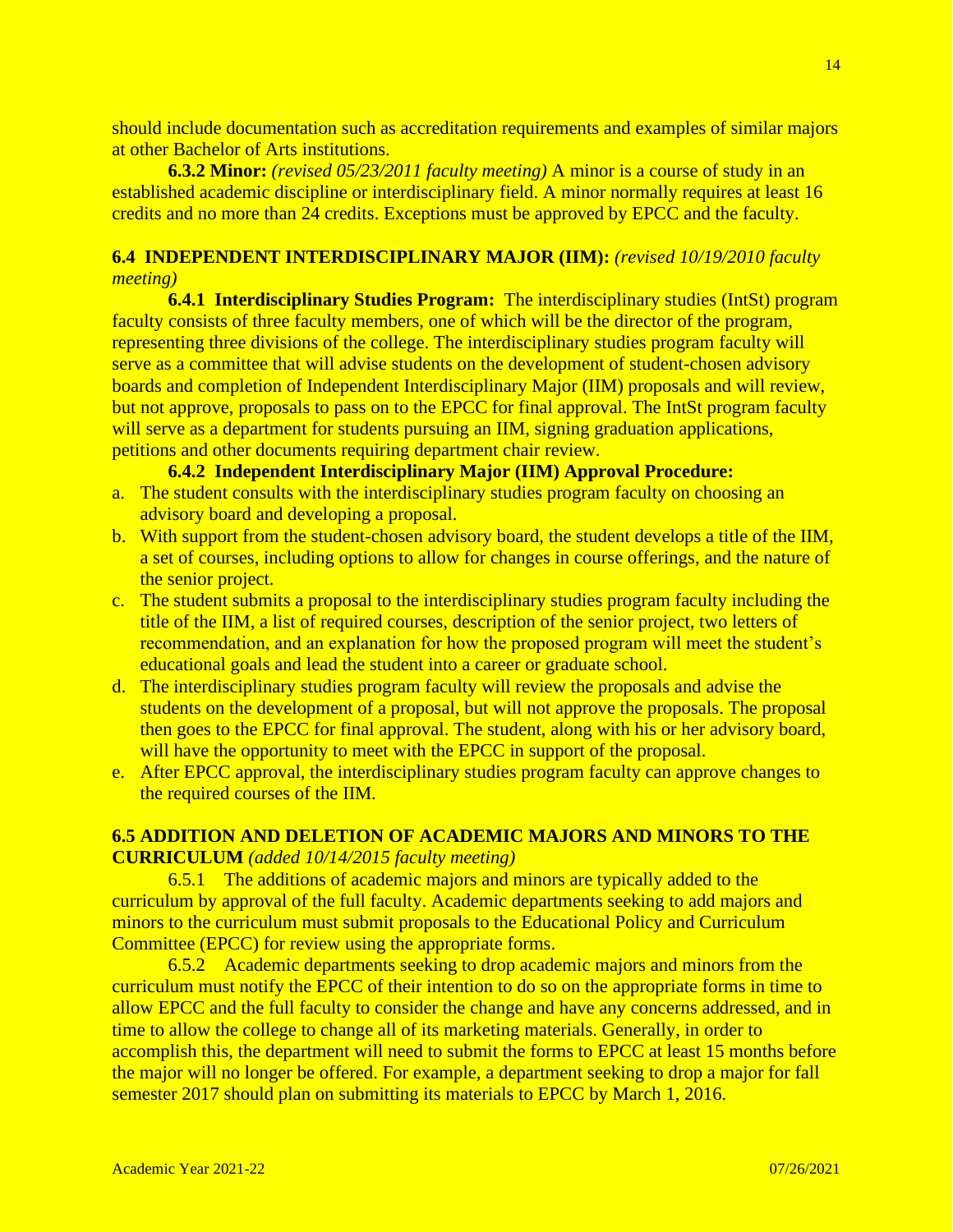should include documentation such as accreditation requirements and examples of similar majors at other Bachelor of Arts institutions.

**6.3.2 Minor:** *(revised 05/23/2011 faculty meeting)* A minor is a course of study in an established academic discipline or interdisciplinary field. A minor normally requires at least 16 credits and no more than 24 credits. Exceptions must be approved by EPCC and the faculty.

## 6.4 INDEPENDENT INTERDISCIPLINARY MAJOR (IIM): *(revised 10/19/2010 faculty meeting)*

**6.4.1 Interdisciplinary Studies Program:** The interdisciplinary studies (IntSt) program faculty consists of three faculty members, one of which will be the director of the program, representing three divisions of the college. The interdisciplinary studies program faculty will serve as a committee that will advise students on the development of student-chosen advisory boards and completion of Independent Interdisciplinary Major (IIM) proposals and will review, but not approve, proposals to pass on to the EPCC for final approval. The IntSt program faculty will serve as a department for students pursuing an IIM, signing graduation applications, petitions and other documents requiring department chair review.

**6.4.2 Independent Interdisciplinary Major (IIM) Approval Procedure:**

a. The student consults with the interdisciplinary studies program faculty on choosing an advisory board and developing a proposal.
b. With support from the student-chosen advisory board, the student develops a title of the IIM, a set of courses, including options to allow for changes in course offerings, and the nature of the senior project.
c. The student submits a proposal to the interdisciplinary studies program faculty including the title of the IIM, a list of required courses, description of the senior project, two letters of recommendation, and an explanation for how the proposed program will meet the student's educational goals and lead the student into a career or graduate school.
d. The interdisciplinary studies program faculty will review the proposals and advise the students on the development of a proposal, but will not approve the proposals. The proposal then goes to the EPCC for final approval. The student, along with his or her advisory board, will have the opportunity to meet with the EPCC in support of the proposal.
e. After EPCC approval, the interdisciplinary studies program faculty can approve changes to the required courses of the IIM.

## 6.5 ADDITION AND DELETION OF ACADEMIC MAJORS AND MINORS TO THE CURRICULUM *(added 10/14/2015 faculty meeting)*

6.5.1 The additions of academic majors and minors are typically added to the curriculum by approval of the full faculty. Academic departments seeking to add majors and minors to the curriculum must submit proposals to the Educational Policy and Curriculum Committee (EPCC) for review using the appropriate forms.

6.5.2 Academic departments seeking to drop academic majors and minors from the curriculum must notify the EPCC of their intention to do so on the appropriate forms in time to allow EPCC and the full faculty to consider the change and have any concerns addressed, and in time to allow the college to change all of its marketing materials. Generally, in order to accomplish this, the department will need to submit the forms to EPCC at least 15 months before the major will no longer be offered. For example, a department seeking to drop a major for fall semester 2017 should plan on submitting its materials to EPCC by March 1, 2016.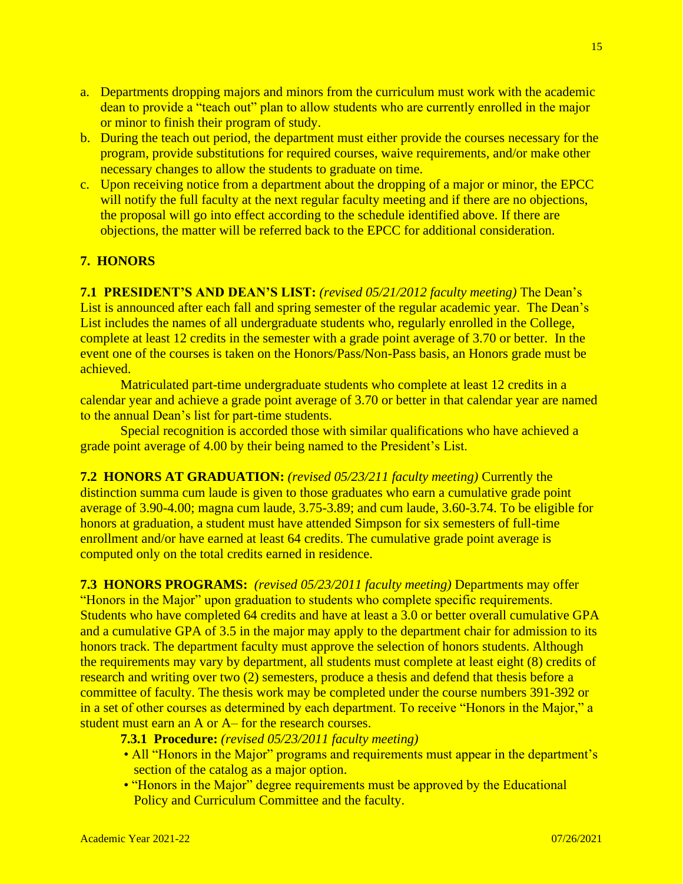a. Departments dropping majors and minors from the curriculum must work with the academic dean to provide a "teach out" plan to allow students who are currently enrolled in the major or minor to finish their program of study.
b. During the teach out period, the department must either provide the courses necessary for the program, provide substitutions for required courses, waive requirements, and/or make other necessary changes to allow the students to graduate on time.
c. Upon receiving notice from a department about the dropping of a major or minor, the EPCC will notify the full faculty at the next regular faculty meeting and if there are no objections, the proposal will go into effect according to the schedule identified above. If there are objections, the matter will be referred back to the EPCC for additional consideration.

## 7. HONORS

**7.1 PRESIDENT'S AND DEAN'S LIST:** *(revised 05/21/2012 faculty meeting)* The Dean's List is announced after each fall and spring semester of the regular academic year. The Dean's List includes the names of all undergraduate students who, regularly enrolled in the College, complete at least 12 credits in the semester with a grade point average of 3.70 or better. In the event one of the courses is taken on the Honors/Pass/Non-Pass basis, an Honors grade must be achieved.

Matriculated part-time undergraduate students who complete at least 12 credits in a calendar year and achieve a grade point average of 3.70 or better in that calendar year are named to the annual Dean's list for part-time students.

Special recognition is accorded those with similar qualifications who have achieved a grade point average of 4.00 by their being named to the President's List.

**7.2 HONORS AT GRADUATION:** *(revised 05/23/211 faculty meeting)* Currently the distinction summa cum laude is given to those graduates who earn a cumulative grade point average of 3.90-4.00; magna cum laude, 3.75-3.89; and cum laude, 3.60-3.74. To be eligible for honors at graduation, a student must have attended Simpson for six semesters of full-time enrollment and/or have earned at least 64 credits. The cumulative grade point average is computed only on the total credits earned in residence.

**7.3 HONORS PROGRAMS:** *(revised 05/23/2011 faculty meeting)* Departments may offer "Honors in the Major" upon graduation to students who complete specific requirements. Students who have completed 64 credits and have at least a 3.0 or better overall cumulative GPA and a cumulative GPA of 3.5 in the major may apply to the department chair for admission to its honors track. The department faculty must approve the selection of honors students. Although the requirements may vary by department, all students must complete at least eight (8) credits of research and writing over two (2) semesters, produce a thesis and defend that thesis before a committee of faculty. The thesis work may be completed under the course numbers 391-392 or in a set of other courses as determined by each department. To receive "Honors in the Major," a student must earn an A or A– for the research courses.

**7.3.1 Procedure:** *(revised 05/23/2011 faculty meeting)*

- All "Honors in the Major" programs and requirements must appear in the department's section of the catalog as a major option.
- "Honors in the Major" degree requirements must be approved by the Educational Policy and Curriculum Committee and the faculty.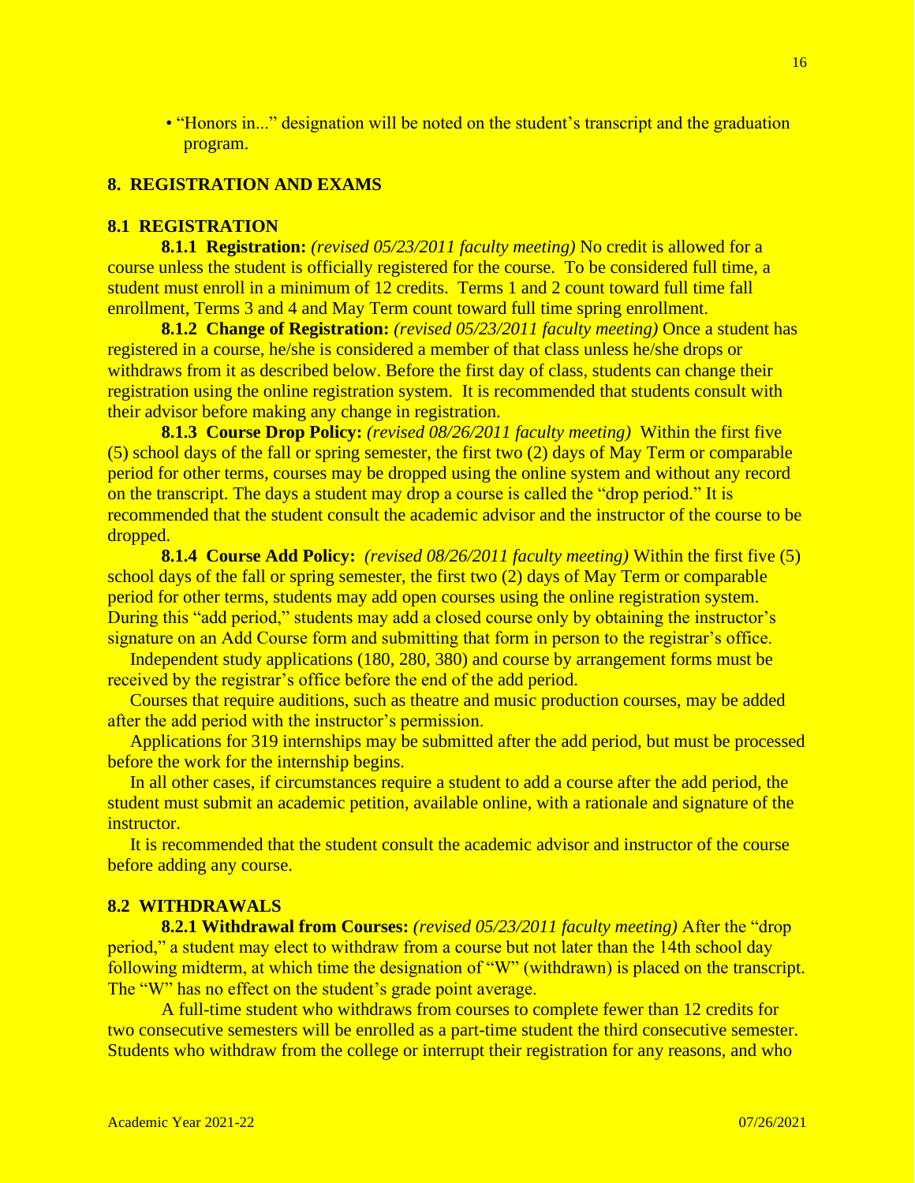• "Honors in..." designation will be noted on the student's transcript and the graduation program.

## 8. REGISTRATION AND EXAMS

### 8.1 REGISTRATION

**8.1.1 Registration:** *(revised 05/23/2011 faculty meeting)* No credit is allowed for a course unless the student is officially registered for the course. To be considered full time, a student must enroll in a minimum of 12 credits. Terms 1 and 2 count toward full time fall enrollment, Terms 3 and 4 and May Term count toward full time spring enrollment.

**8.1.2 Change of Registration:** *(revised 05/23/2011 faculty meeting)* Once a student has registered in a course, he/she is considered a member of that class unless he/she drops or withdraws from it as described below. Before the first day of class, students can change their registration using the online registration system. It is recommended that students consult with their advisor before making any change in registration.

**8.1.3 Course Drop Policy:** *(revised 08/26/2011 faculty meeting)* Within the first five (5) school days of the fall or spring semester, the first two (2) days of May Term or comparable period for other terms, courses may be dropped using the online system and without any record on the transcript. The days a student may drop a course is called the "drop period." It is recommended that the student consult the academic advisor and the instructor of the course to be dropped.

**8.1.4 Course Add Policy:** *(revised 08/26/2011 faculty meeting)* Within the first five (5) school days of the fall or spring semester, the first two (2) days of May Term or comparable period for other terms, students may add open courses using the online registration system. During this "add period," students may add a closed course only by obtaining the instructor's signature on an Add Course form and submitting that form in person to the registrar's office.

Independent study applications (180, 280, 380) and course by arrangement forms must be received by the registrar's office before the end of the add period.

Courses that require auditions, such as theatre and music production courses, may be added after the add period with the instructor's permission.

Applications for 319 internships may be submitted after the add period, but must be processed before the work for the internship begins.

In all other cases, if circumstances require a student to add a course after the add period, the student must submit an academic petition, available online, with a rationale and signature of the instructor.

It is recommended that the student consult the academic advisor and instructor of the course before adding any course.

### 8.2 WITHDRAWALS

**8.2.1 Withdrawal from Courses:** *(revised 05/23/2011 faculty meeting)* After the "drop period," a student may elect to withdraw from a course but not later than the 14th school day following midterm, at which time the designation of "W" (withdrawn) is placed on the transcript. The "W" has no effect on the student's grade point average.

A full-time student who withdraws from courses to complete fewer than 12 credits for two consecutive semesters will be enrolled as a part-time student the third consecutive semester. Students who withdraw from the college or interrupt their registration for any reasons, and who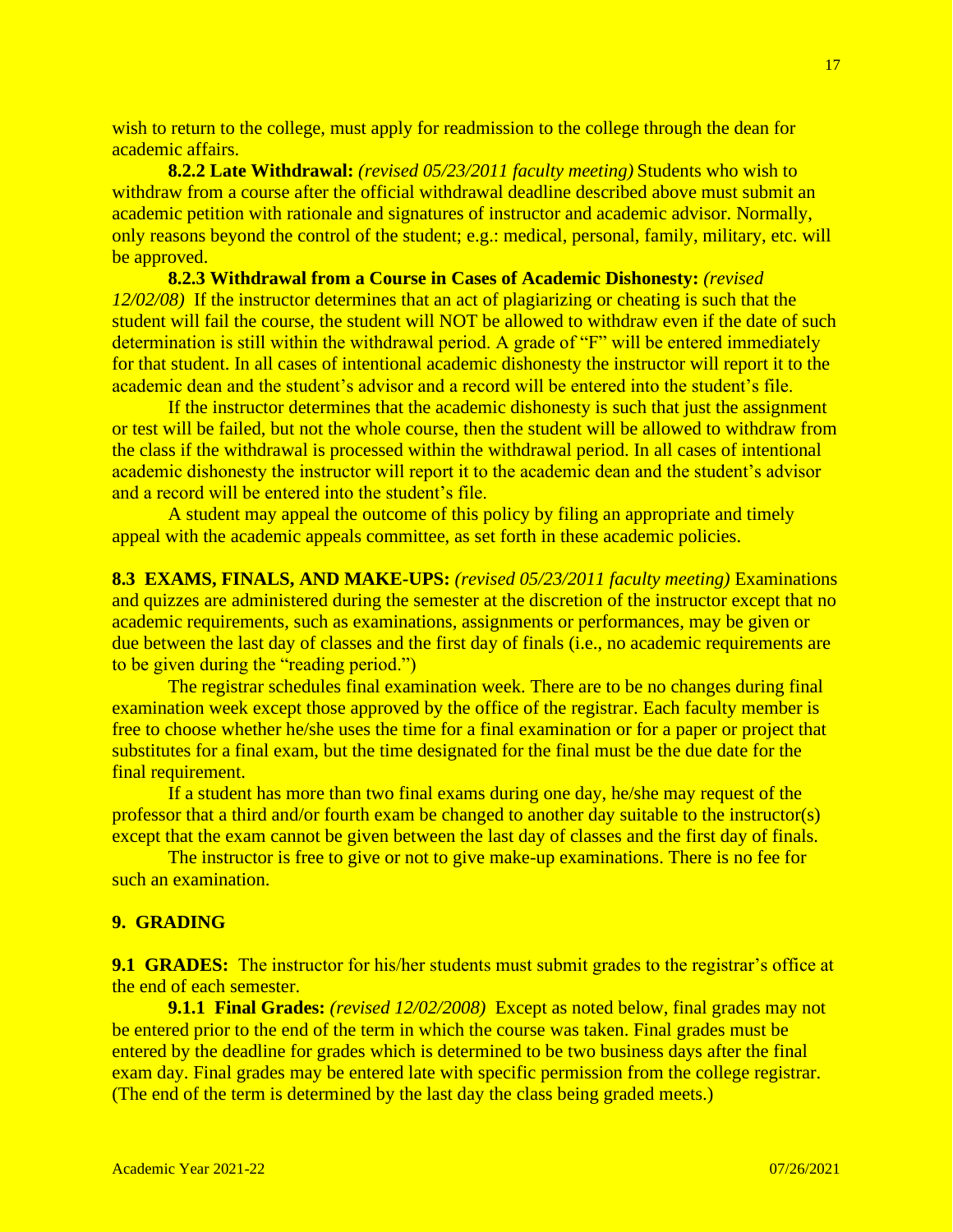wish to return to the college, must apply for readmission to the college through the dean for academic affairs.

**8.2.2 Late Withdrawal:** *(revised 05/23/2011 faculty meeting)* Students who wish to withdraw from a course after the official withdrawal deadline described above must submit an academic petition with rationale and signatures of instructor and academic advisor. Normally, only reasons beyond the control of the student; e.g.: medical, personal, family, military, etc. will be approved.

**8.2.3 Withdrawal from a Course in Cases of Academic Dishonesty:** *(revised 12/02/08)* If the instructor determines that an act of plagiarizing or cheating is such that the student will fail the course, the student will NOT be allowed to withdraw even if the date of such determination is still within the withdrawal period. A grade of "F" will be entered immediately for that student. In all cases of intentional academic dishonesty the instructor will report it to the academic dean and the student's advisor and a record will be entered into the student's file.

If the instructor determines that the academic dishonesty is such that just the assignment or test will be failed, but not the whole course, then the student will be allowed to withdraw from the class if the withdrawal is processed within the withdrawal period. In all cases of intentional academic dishonesty the instructor will report it to the academic dean and the student's advisor and a record will be entered into the student's file.

A student may appeal the outcome of this policy by filing an appropriate and timely appeal with the academic appeals committee, as set forth in these academic policies.

**8.3 EXAMS, FINALS, AND MAKE-UPS:** *(revised 05/23/2011 faculty meeting)* Examinations and quizzes are administered during the semester at the discretion of the instructor except that no academic requirements, such as examinations, assignments or performances, may be given or due between the last day of classes and the first day of finals (i.e., no academic requirements are to be given during the "reading period.")

The registrar schedules final examination week. There are to be no changes during final examination week except those approved by the office of the registrar. Each faculty member is free to choose whether he/she uses the time for a final examination or for a paper or project that substitutes for a final exam, but the time designated for the final must be the due date for the final requirement.

If a student has more than two final exams during one day, he/she may request of the professor that a third and/or fourth exam be changed to another day suitable to the instructor(s) except that the exam cannot be given between the last day of classes and the first day of finals.

The instructor is free to give or not to give make-up examinations. There is no fee for such an examination.

## 9. GRADING

**9.1 GRADES:** The instructor for his/her students must submit grades to the registrar's office at the end of each semester.

**9.1.1 Final Grades:** *(revised 12/02/2008)* Except as noted below, final grades may not be entered prior to the end of the term in which the course was taken. Final grades must be entered by the deadline for grades which is determined to be two business days after the final exam day. Final grades may be entered late with specific permission from the college registrar. (The end of the term is determined by the last day the class being graded meets.)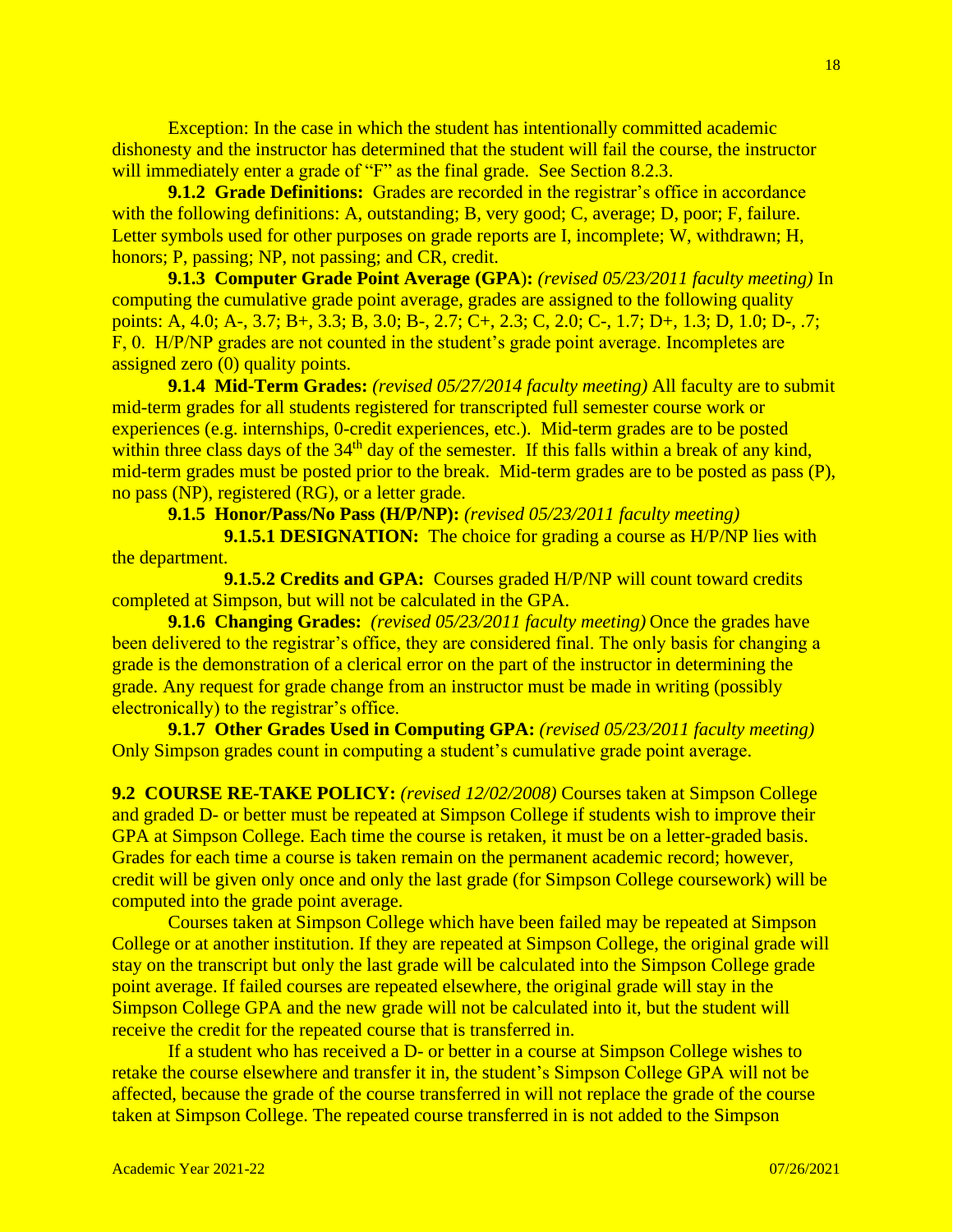Exception: In the case in which the student has intentionally committed academic dishonesty and the instructor has determined that the student will fail the course, the instructor will immediately enter a grade of "F" as the final grade. See Section 8.2.3.

**9.1.2 Grade Definitions:** Grades are recorded in the registrar's office in accordance with the following definitions: A, outstanding; B, very good; C, average; D, poor; F, failure. Letter symbols used for other purposes on grade reports are I, incomplete; W, withdrawn; H, honors; P, passing; NP, not passing; and CR, credit.

**9.1.3 Computer Grade Point Average (GPA):** *(revised 05/23/2011 faculty meeting)* In computing the cumulative grade point average, grades are assigned to the following quality points: A, 4.0; A-, 3.7; B+, 3.3; B, 3.0; B-, 2.7; C+, 2.3; C, 2.0; C-, 1.7; D+, 1.3; D, 1.0; D-, .7; F, 0. H/P/NP grades are not counted in the student's grade point average. Incompletes are assigned zero (0) quality points.

**9.1.4 Mid-Term Grades:** *(revised 05/27/2014 faculty meeting)* All faculty are to submit mid-term grades for all students registered for transcripted full semester course work or experiences (e.g. internships, 0-credit experiences, etc.). Mid-term grades are to be posted within three class days of the 34th day of the semester. If this falls within a break of any kind, mid-term grades must be posted prior to the break. Mid-term grades are to be posted as pass (P), no pass (NP), registered (RG), or a letter grade.

**9.1.5 Honor/Pass/No Pass (H/P/NP):** *(revised 05/23/2011 faculty meeting)*

**9.1.5.1 DESIGNATION:** The choice for grading a course as H/P/NP lies with the department.

**9.1.5.2 Credits and GPA:** Courses graded H/P/NP will count toward credits completed at Simpson, but will not be calculated in the GPA.

**9.1.6 Changing Grades:** *(revised 05/23/2011 faculty meeting)* Once the grades have been delivered to the registrar's office, they are considered final. The only basis for changing a grade is the demonstration of a clerical error on the part of the instructor in determining the grade. Any request for grade change from an instructor must be made in writing (possibly electronically) to the registrar's office.

**9.1.7 Other Grades Used in Computing GPA:** *(revised 05/23/2011 faculty meeting)* Only Simpson grades count in computing a student's cumulative grade point average.

**9.2 COURSE RE-TAKE POLICY:** *(revised 12/02/2008)* Courses taken at Simpson College and graded D- or better must be repeated at Simpson College if students wish to improve their GPA at Simpson College. Each time the course is retaken, it must be on a letter-graded basis. Grades for each time a course is taken remain on the permanent academic record; however, credit will be given only once and only the last grade (for Simpson College coursework) will be computed into the grade point average.

Courses taken at Simpson College which have been failed may be repeated at Simpson College or at another institution. If they are repeated at Simpson College, the original grade will stay on the transcript but only the last grade will be calculated into the Simpson College grade point average. If failed courses are repeated elsewhere, the original grade will stay in the Simpson College GPA and the new grade will not be calculated into it, but the student will receive the credit for the repeated course that is transferred in.

If a student who has received a D- or better in a course at Simpson College wishes to retake the course elsewhere and transfer it in, the student's Simpson College GPA will not be affected, because the grade of the course transferred in will not replace the grade of the course taken at Simpson College. The repeated course transferred in is not added to the Simpson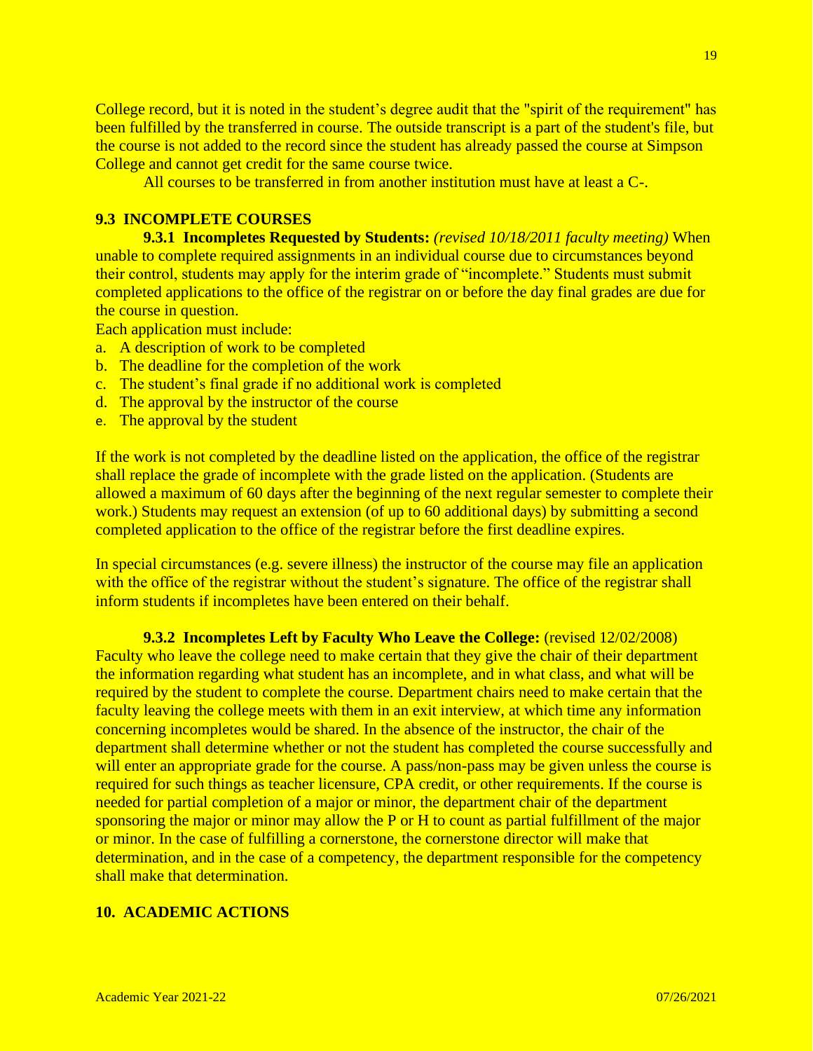College record, but it is noted in the student's degree audit that the "spirit of the requirement" has been fulfilled by the transferred in course. The outside transcript is a part of the student's file, but the course is not added to the record since the student has already passed the course at Simpson College and cannot get credit for the same course twice.

All courses to be transferred in from another institution must have at least a C-.

## 9.3 INCOMPLETE COURSES

**9.3.1 Incompletes Requested by Students:** *(revised 10/18/2011 faculty meeting)* When unable to complete required assignments in an individual course due to circumstances beyond their control, students may apply for the interim grade of "incomplete." Students must submit completed applications to the office of the registrar on or before the day final grades are due for the course in question.

Each application must include:

a. A description of work to be completed
b. The deadline for the completion of the work
c. The student's final grade if no additional work is completed
d. The approval by the instructor of the course
e. The approval by the student

If the work is not completed by the deadline listed on the application, the office of the registrar shall replace the grade of incomplete with the grade listed on the application. (Students are allowed a maximum of 60 days after the beginning of the next regular semester to complete their work.) Students may request an extension (of up to 60 additional days) by submitting a second completed application to the office of the registrar before the first deadline expires.

In special circumstances (e.g. severe illness) the instructor of the course may file an application with the office of the registrar without the student's signature. The office of the registrar shall inform students if incompletes have been entered on their behalf.

**9.3.2 Incompletes Left by Faculty Who Leave the College:** (revised 12/02/2008) Faculty who leave the college need to make certain that they give the chair of their department the information regarding what student has an incomplete, and in what class, and what will be required by the student to complete the course. Department chairs need to make certain that the faculty leaving the college meets with them in an exit interview, at which time any information concerning incompletes would be shared. In the absence of the instructor, the chair of the department shall determine whether or not the student has completed the course successfully and will enter an appropriate grade for the course. A pass/non-pass may be given unless the course is required for such things as teacher licensure, CPA credit, or other requirements. If the course is needed for partial completion of a major or minor, the department chair of the department sponsoring the major or minor may allow the P or H to count as partial fulfillment of the major or minor. In the case of fulfilling a cornerstone, the cornerstone director will make that determination, and in the case of a competency, the department responsible for the competency shall make that determination.

# 10. ACADEMIC ACTIONS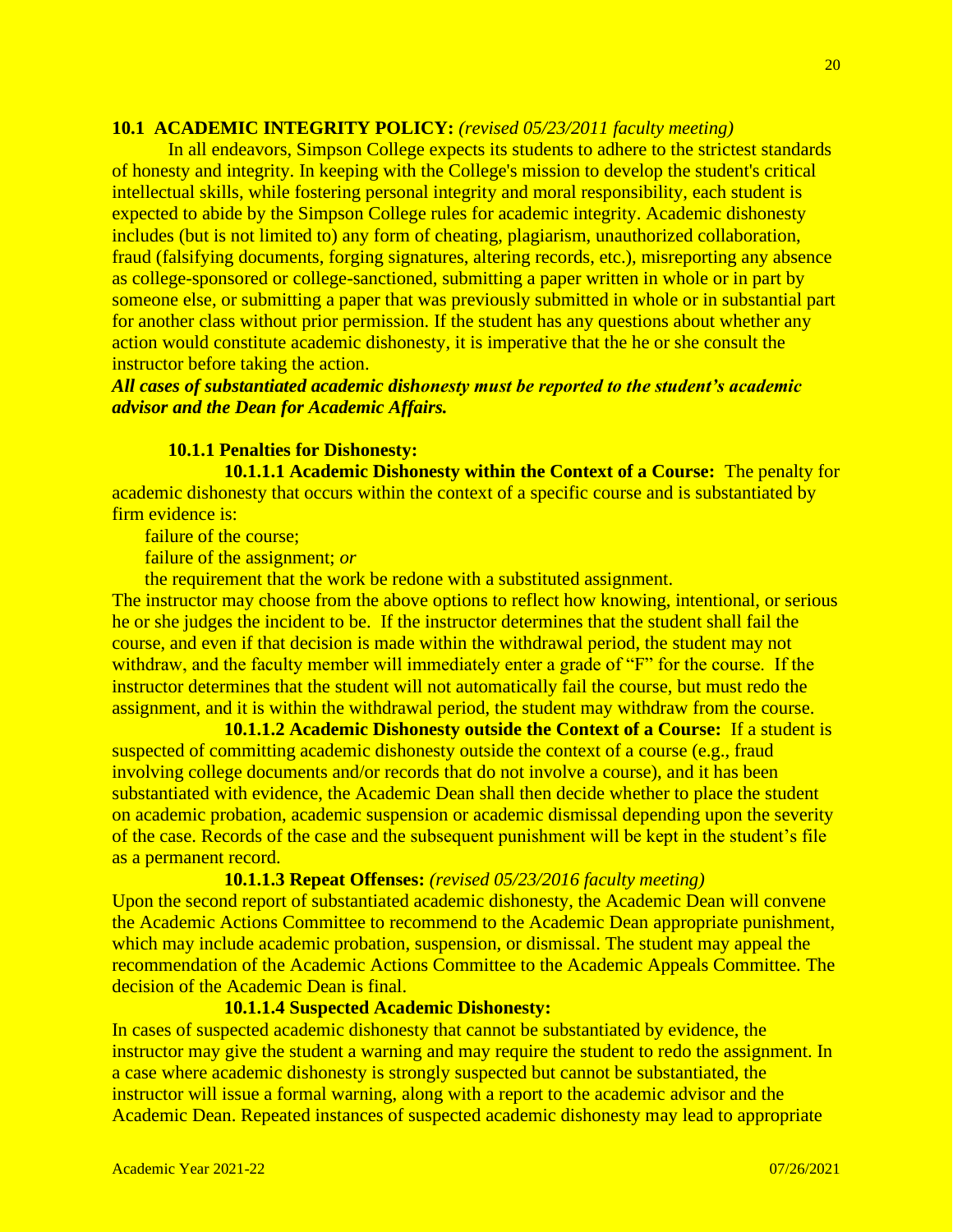## 10.1 ACADEMIC INTEGRITY POLICY: *(revised 05/23/2011 faculty meeting)*

In all endeavors, Simpson College expects its students to adhere to the strictest standards of honesty and integrity. In keeping with the College's mission to develop the student's critical intellectual skills, while fostering personal integrity and moral responsibility, each student is expected to abide by the Simpson College rules for academic integrity. Academic dishonesty includes (but is not limited to) any form of cheating, plagiarism, unauthorized collaboration, fraud (falsifying documents, forging signatures, altering records, etc.), misreporting any absence as college-sponsored or college-sanctioned, submitting a paper written in whole or in part by someone else, or submitting a paper that was previously submitted in whole or in substantial part for another class without prior permission. If the student has any questions about whether any action would constitute academic dishonesty, it is imperative that the he or she consult the instructor before taking the action.

***All cases of substantiated academic dishonesty must be reported to the student's academic advisor and the Dean for Academic Affairs.***

### 10.1.1 Penalties for Dishonesty:

**10.1.1.1 Academic Dishonesty within the Context of a Course:** The penalty for academic dishonesty that occurs within the context of a specific course and is substantiated by firm evidence is:

failure of the course;

failure of the assignment; *or*

the requirement that the work be redone with a substituted assignment.

The instructor may choose from the above options to reflect how knowing, intentional, or serious he or she judges the incident to be. If the instructor determines that the student shall fail the course, and even if that decision is made within the withdrawal period, the student may not withdraw, and the faculty member will immediately enter a grade of "F" for the course. If the instructor determines that the student will not automatically fail the course, but must redo the assignment, and it is within the withdrawal period, the student may withdraw from the course.

**10.1.1.2 Academic Dishonesty outside the Context of a Course:** If a student is suspected of committing academic dishonesty outside the context of a course (e.g., fraud involving college documents and/or records that do not involve a course), and it has been substantiated with evidence, the Academic Dean shall then decide whether to place the student on academic probation, academic suspension or academic dismissal depending upon the severity of the case. Records of the case and the subsequent punishment will be kept in the student's file as a permanent record.

**10.1.1.3 Repeat Offenses:** *(revised 05/23/2016 faculty meeting)*

Upon the second report of substantiated academic dishonesty, the Academic Dean will convene the Academic Actions Committee to recommend to the Academic Dean appropriate punishment, which may include academic probation, suspension, or dismissal. The student may appeal the recommendation of the Academic Actions Committee to the Academic Appeals Committee. The decision of the Academic Dean is final.

**10.1.1.4 Suspected Academic Dishonesty:**

In cases of suspected academic dishonesty that cannot be substantiated by evidence, the instructor may give the student a warning and may require the student to redo the assignment. In a case where academic dishonesty is strongly suspected but cannot be substantiated, the instructor will issue a formal warning, along with a report to the academic advisor and the Academic Dean. Repeated instances of suspected academic dishonesty may lead to appropriate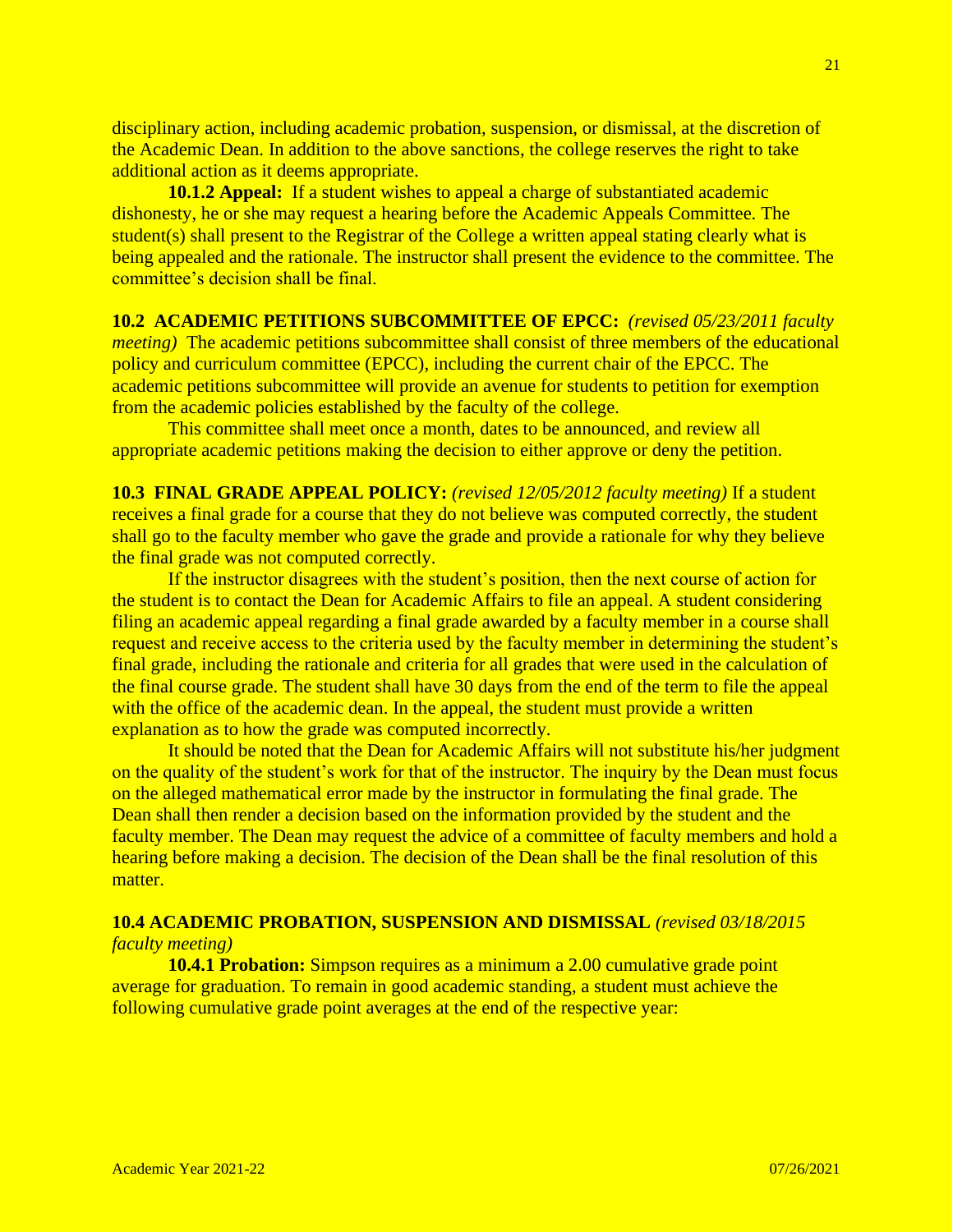disciplinary action, including academic probation, suspension, or dismissal, at the discretion of the Academic Dean. In addition to the above sanctions, the college reserves the right to take additional action as it deems appropriate.

**10.1.2 Appeal:** If a student wishes to appeal a charge of substantiated academic dishonesty, he or she may request a hearing before the Academic Appeals Committee. The student(s) shall present to the Registrar of the College a written appeal stating clearly what is being appealed and the rationale. The instructor shall present the evidence to the committee. The committee's decision shall be final.

**10.2 ACADEMIC PETITIONS SUBCOMMITTEE OF EPCC:** *(revised 05/23/2011 faculty meeting)* The academic petitions subcommittee shall consist of three members of the educational policy and curriculum committee (EPCC), including the current chair of the EPCC. The academic petitions subcommittee will provide an avenue for students to petition for exemption from the academic policies established by the faculty of the college.

This committee shall meet once a month, dates to be announced, and review all appropriate academic petitions making the decision to either approve or deny the petition.

**10.3 FINAL GRADE APPEAL POLICY:** *(revised 12/05/2012 faculty meeting)* If a student receives a final grade for a course that they do not believe was computed correctly, the student shall go to the faculty member who gave the grade and provide a rationale for why they believe the final grade was not computed correctly.

If the instructor disagrees with the student's position, then the next course of action for the student is to contact the Dean for Academic Affairs to file an appeal. A student considering filing an academic appeal regarding a final grade awarded by a faculty member in a course shall request and receive access to the criteria used by the faculty member in determining the student's final grade, including the rationale and criteria for all grades that were used in the calculation of the final course grade. The student shall have 30 days from the end of the term to file the appeal with the office of the academic dean. In the appeal, the student must provide a written explanation as to how the grade was computed incorrectly.

It should be noted that the Dean for Academic Affairs will not substitute his/her judgment on the quality of the student's work for that of the instructor. The inquiry by the Dean must focus on the alleged mathematical error made by the instructor in formulating the final grade. The Dean shall then render a decision based on the information provided by the student and the faculty member. The Dean may request the advice of a committee of faculty members and hold a hearing before making a decision. The decision of the Dean shall be the final resolution of this matter.

**10.4 ACADEMIC PROBATION, SUSPENSION AND DISMISSAL** *(revised 03/18/2015 faculty meeting)*

**10.4.1 Probation:** Simpson requires as a minimum a 2.00 cumulative grade point average for graduation. To remain in good academic standing, a student must achieve the following cumulative grade point averages at the end of the respective year: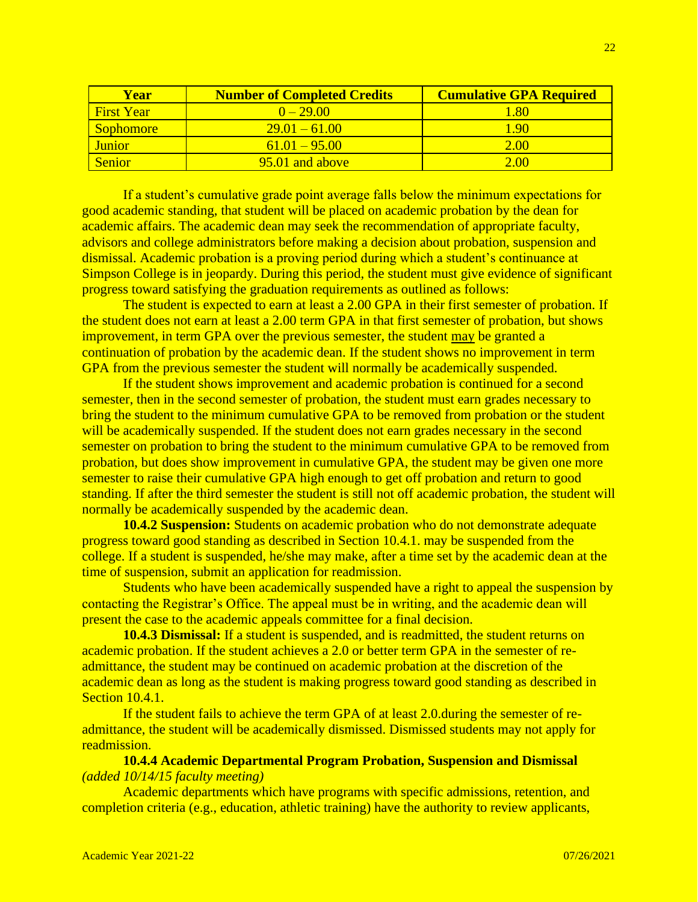| Year | Number of Completed Credits | Cumulative GPA Required |
| --- | --- | --- |
| First Year | 0 – 29.00 | 1.80 |
| Sophomore | 29.01 – 61.00 | 1.90 |
| Junior | 61.01 – 95.00 | 2.00 |
| Senior | 95.01 and above | 2.00 |

If a student's cumulative grade point average falls below the minimum expectations for good academic standing, that student will be placed on academic probation by the dean for academic affairs. The academic dean may seek the recommendation of appropriate faculty, advisors and college administrators before making a decision about probation, suspension and dismissal. Academic probation is a proving period during which a student's continuance at Simpson College is in jeopardy. During this period, the student must give evidence of significant progress toward satisfying the graduation requirements as outlined as follows:

The student is expected to earn at least a 2.00 GPA in their first semester of probation. If the student does not earn at least a 2.00 term GPA in that first semester of probation, but shows improvement, in term GPA over the previous semester, the student <u>may</u> be granted a continuation of probation by the academic dean. If the student shows no improvement in term GPA from the previous semester the student will normally be academically suspended.

If the student shows improvement and academic probation is continued for a second semester, then in the second semester of probation, the student must earn grades necessary to bring the student to the minimum cumulative GPA to be removed from probation or the student will be academically suspended. If the student does not earn grades necessary in the second semester on probation to bring the student to the minimum cumulative GPA to be removed from probation, but does show improvement in cumulative GPA, the student may be given one more semester to raise their cumulative GPA high enough to get off probation and return to good standing. If after the third semester the student is still not off academic probation, the student will normally be academically suspended by the academic dean.

**10.4.2 Suspension:** Students on academic probation who do not demonstrate adequate progress toward good standing as described in Section 10.4.1. may be suspended from the college. If a student is suspended, he/she may make, after a time set by the academic dean at the time of suspension, submit an application for readmission.

Students who have been academically suspended have a right to appeal the suspension by contacting the Registrar's Office. The appeal must be in writing, and the academic dean will present the case to the academic appeals committee for a final decision.

**10.4.3 Dismissal:** If a student is suspended, and is readmitted, the student returns on academic probation. If the student achieves a 2.0 or better term GPA in the semester of re-admittance, the student may be continued on academic probation at the discretion of the academic dean as long as the student is making progress toward good standing as described in Section 10.4.1.

If the student fails to achieve the term GPA of at least 2.0.during the semester of re-admittance, the student will be academically dismissed. Dismissed students may not apply for readmission.

**10.4.4 Academic Departmental Program Probation, Suspension and Dismissal** *(added 10/14/15 faculty meeting)*

Academic departments which have programs with specific admissions, retention, and completion criteria (e.g., education, athletic training) have the authority to review applicants,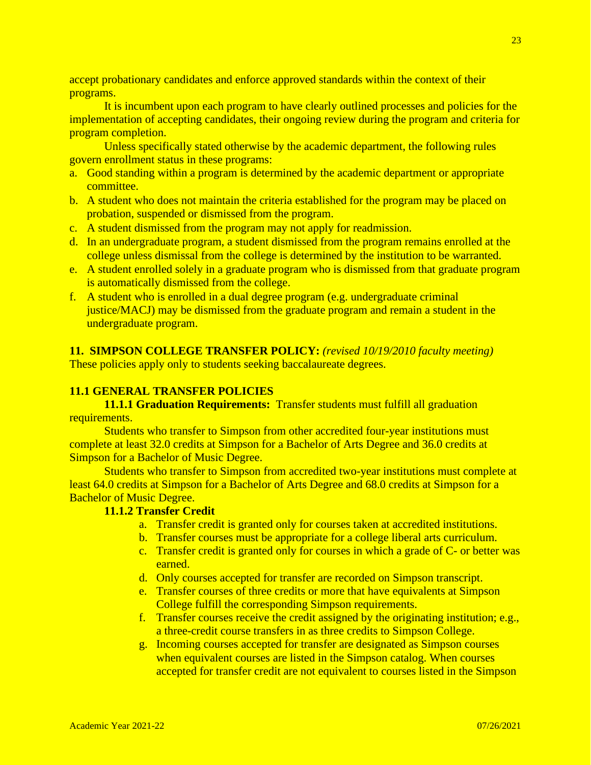accept probationary candidates and enforce approved standards within the context of their programs.

It is incumbent upon each program to have clearly outlined processes and policies for the implementation of accepting candidates, their ongoing review during the program and criteria for program completion.

Unless specifically stated otherwise by the academic department, the following rules govern enrollment status in these programs:

a. Good standing within a program is determined by the academic department or appropriate committee.
b. A student who does not maintain the criteria established for the program may be placed on probation, suspended or dismissed from the program.
c. A student dismissed from the program may not apply for readmission.
d. In an undergraduate program, a student dismissed from the program remains enrolled at the college unless dismissal from the college is determined by the institution to be warranted.
e. A student enrolled solely in a graduate program who is dismissed from that graduate program is automatically dismissed from the college.
f. A student who is enrolled in a dual degree program (e.g. undergraduate criminal justice/MACJ) may be dismissed from the graduate program and remain a student in the undergraduate program.

## 11. SIMPSON COLLEGE TRANSFER POLICY: *(revised 10/19/2010 faculty meeting)*

These policies apply only to students seeking baccalaureate degrees.

### 11.1 GENERAL TRANSFER POLICIES

**11.1.1 Graduation Requirements:** Transfer students must fulfill all graduation requirements.

Students who transfer to Simpson from other accredited four-year institutions must complete at least 32.0 credits at Simpson for a Bachelor of Arts Degree and 36.0 credits at Simpson for a Bachelor of Music Degree.

Students who transfer to Simpson from accredited two-year institutions must complete at least 64.0 credits at Simpson for a Bachelor of Arts Degree and 68.0 credits at Simpson for a Bachelor of Music Degree.

**11.1.2 Transfer Credit**

a. Transfer credit is granted only for courses taken at accredited institutions.
b. Transfer courses must be appropriate for a college liberal arts curriculum.
c. Transfer credit is granted only for courses in which a grade of C- or better was earned.
d. Only courses accepted for transfer are recorded on Simpson transcript.
e. Transfer courses of three credits or more that have equivalents at Simpson College fulfill the corresponding Simpson requirements.
f. Transfer courses receive the credit assigned by the originating institution; e.g., a three-credit course transfers in as three credits to Simpson College.
g. Incoming courses accepted for transfer are designated as Simpson courses when equivalent courses are listed in the Simpson catalog. When courses accepted for transfer credit are not equivalent to courses listed in the Simpson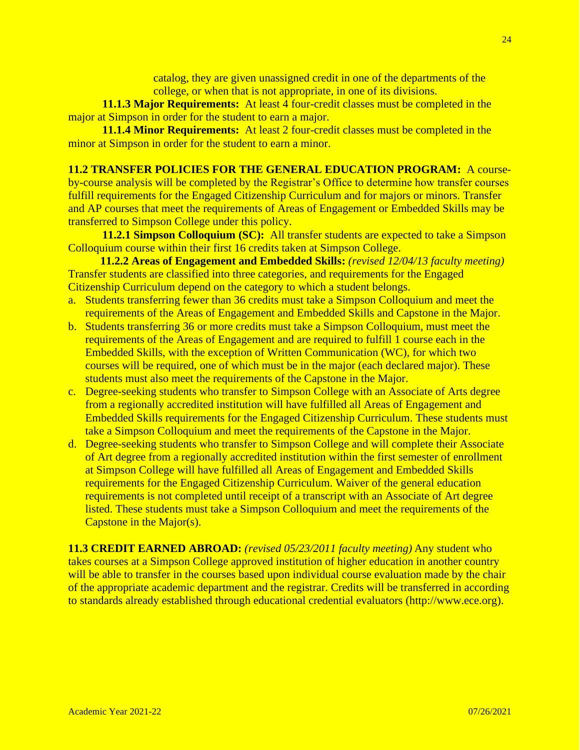catalog, they are given unassigned credit in one of the departments of the college, or when that is not appropriate, in one of its divisions.

**11.1.3 Major Requirements:** At least 4 four-credit classes must be completed in the major at Simpson in order for the student to earn a major.

**11.1.4 Minor Requirements:** At least 2 four-credit classes must be completed in the minor at Simpson in order for the student to earn a minor.

**11.2 TRANSFER POLICIES FOR THE GENERAL EDUCATION PROGRAM:** A course-by-course analysis will be completed by the Registrar's Office to determine how transfer courses fulfill requirements for the Engaged Citizenship Curriculum and for majors or minors. Transfer and AP courses that meet the requirements of Areas of Engagement or Embedded Skills may be transferred to Simpson College under this policy.

**11.2.1 Simpson Colloquium (SC):** All transfer students are expected to take a Simpson Colloquium course within their first 16 credits taken at Simpson College.

**11.2.2 Areas of Engagement and Embedded Skills:** *(revised 12/04/13 faculty meeting)* Transfer students are classified into three categories, and requirements for the Engaged Citizenship Curriculum depend on the category to which a student belongs.

a. Students transferring fewer than 36 credits must take a Simpson Colloquium and meet the requirements of the Areas of Engagement and Embedded Skills and Capstone in the Major.
b. Students transferring 36 or more credits must take a Simpson Colloquium, must meet the requirements of the Areas of Engagement and are required to fulfill 1 course each in the Embedded Skills, with the exception of Written Communication (WC), for which two courses will be required, one of which must be in the major (each declared major). These students must also meet the requirements of the Capstone in the Major.
c. Degree-seeking students who transfer to Simpson College with an Associate of Arts degree from a regionally accredited institution will have fulfilled all Areas of Engagement and Embedded Skills requirements for the Engaged Citizenship Curriculum. These students must take a Simpson Colloquium and meet the requirements of the Capstone in the Major.
d. Degree-seeking students who transfer to Simpson College and will complete their Associate of Art degree from a regionally accredited institution within the first semester of enrollment at Simpson College will have fulfilled all Areas of Engagement and Embedded Skills requirements for the Engaged Citizenship Curriculum. Waiver of the general education requirements is not completed until receipt of a transcript with an Associate of Art degree listed. These students must take a Simpson Colloquium and meet the requirements of the Capstone in the Major(s).

**11.3 CREDIT EARNED ABROAD:** *(revised 05/23/2011 faculty meeting)* Any student who takes courses at a Simpson College approved institution of higher education in another country will be able to transfer in the courses based upon individual course evaluation made by the chair of the appropriate academic department and the registrar. Credits will be transferred in according to standards already established through educational credential evaluators (http://www.ece.org).